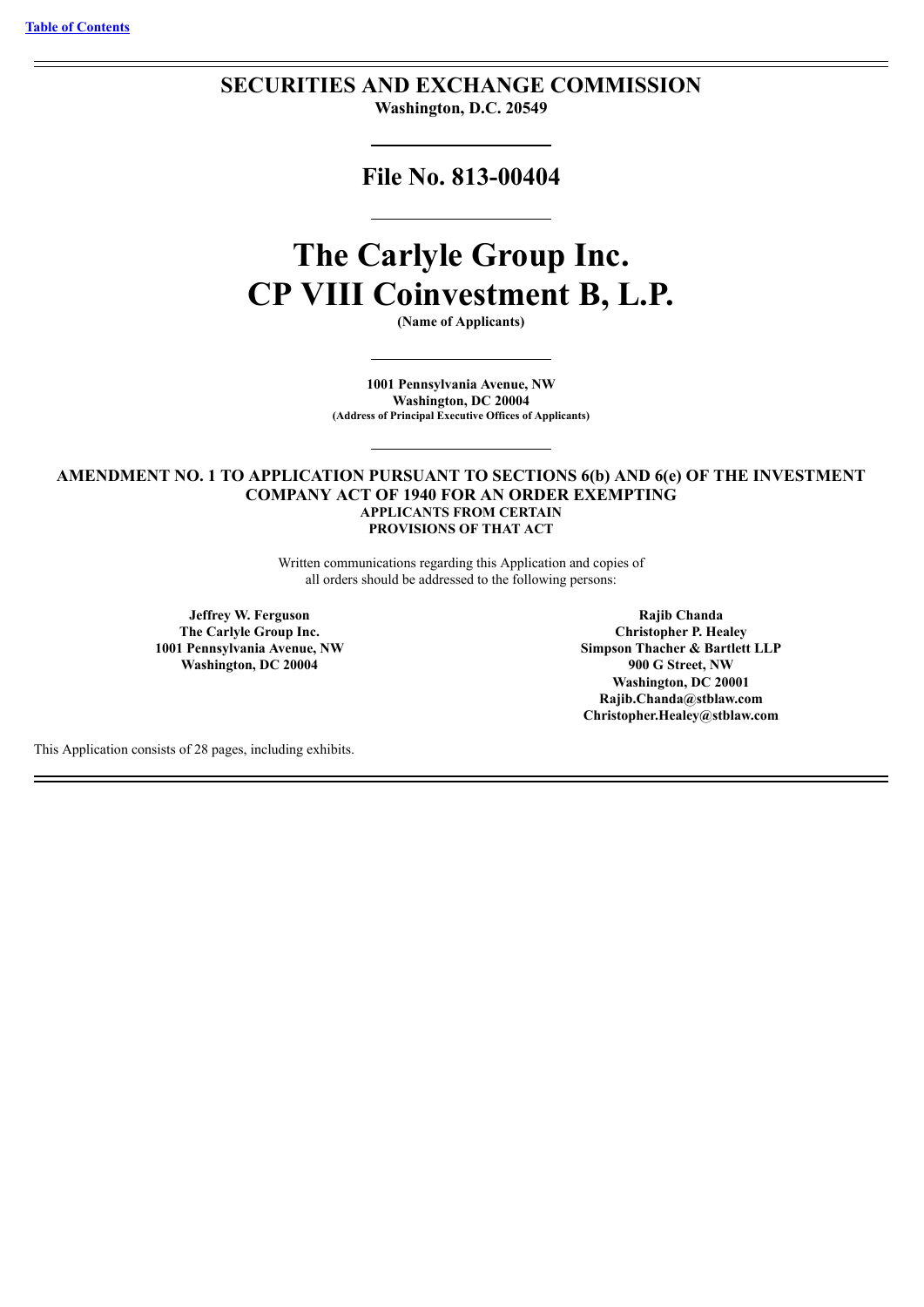[Table of Contents](#)

# SECURITIES AND EXCHANGE COMMISSION

**Washington, D.C. 20549**

## File No. 813-00404

# The Carlyle Group Inc.
# CP VIII Coinvestment B, L.P.

**(Name of Applicants)**

**1001 Pennsylvania Avenue, NW**
**Washington, DC 20004**
**(Address of Principal Executive Offices of Applicants)**

### AMENDMENT NO. 1 TO APPLICATION PURSUANT TO SECTIONS 6(b) AND 6(e) OF THE INVESTMENT COMPANY ACT OF 1940 FOR AN ORDER EXEMPTING APPLICANTS FROM CERTAIN PROVISIONS OF THAT ACT

Written communications regarding this Application and copies of all orders should be addressed to the following persons:

**Jeffrey W. Ferguson**
**The Carlyle Group Inc.**
**1001 Pennsylvania Avenue, NW**
**Washington, DC 20004**

**Rajib Chanda**
**Christopher P. Healey**
**Simpson Thacher & Bartlett LLP**
**900 G Street, NW**
**Washington, DC 20001**
**Rajib.Chanda@stblaw.com**
**Christopher.Healey@stblaw.com**

This Application consists of 28 pages, including exhibits.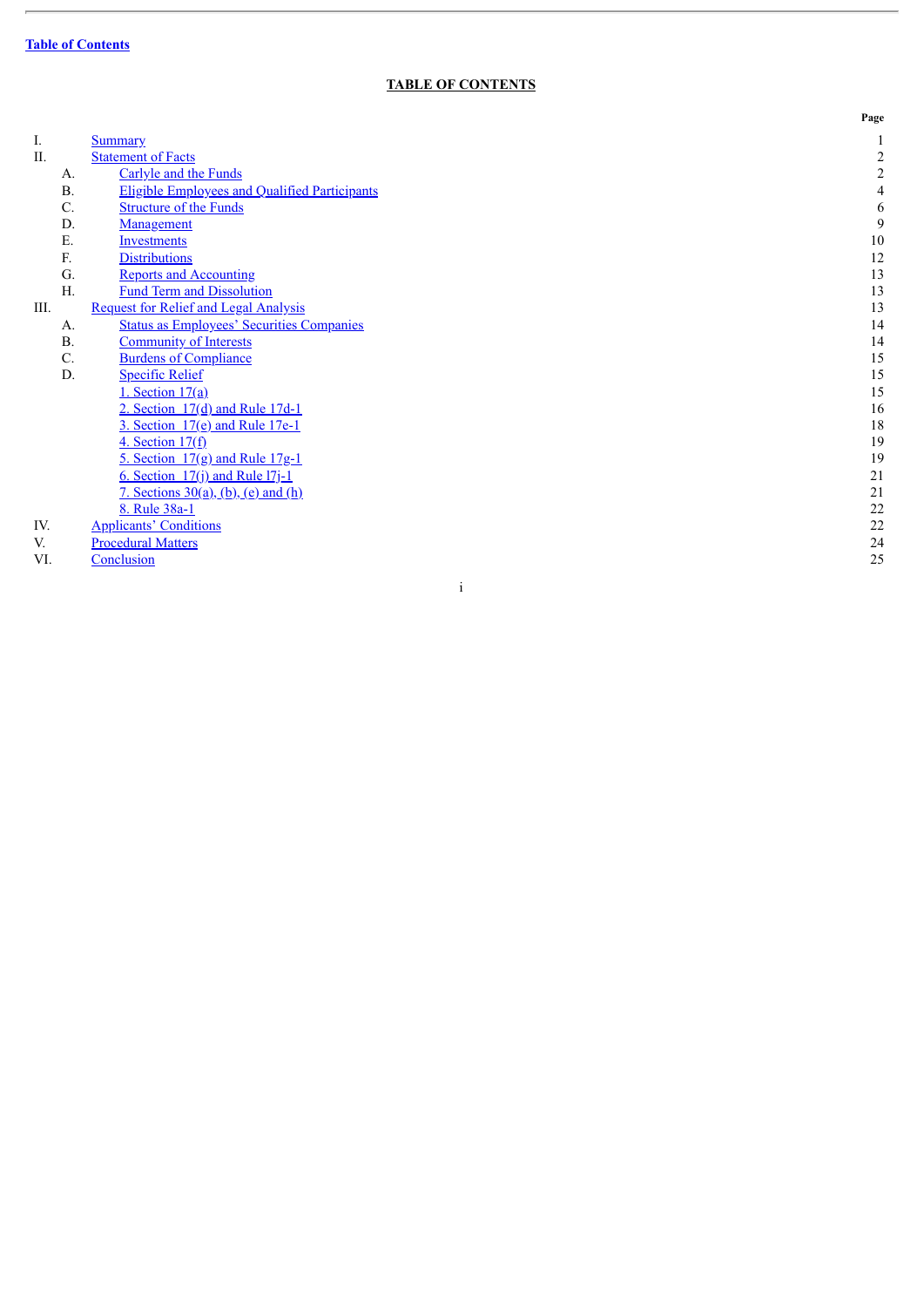Table of Contents

**TABLE OF CONTENTS**

| | | | Page |
|---|---|---|---|
| I. | Summary | | 1 |
| II. | Statement of Facts | | 2 |
| | A. | Carlyle and the Funds | 2 |
| | B. | Eligible Employees and Qualified Participants | 4 |
| | C. | Structure of the Funds | 6 |
| | D. | Management | 9 |
| | E. | Investments | 10 |
| | F. | Distributions | 12 |
| | G. | Reports and Accounting | 13 |
| | H. | Fund Term and Dissolution | 13 |
| III. | Request for Relief and Legal Analysis | | 13 |
| | A. | Status as Employees' Securities Companies | 14 |
| | B. | Community of Interests | 14 |
| | C. | Burdens of Compliance | 15 |
| | D. | Specific Relief | 15 |
| | | 1. Section 17(a) | 15 |
| | | 2. Section 17(d) and Rule 17d-1 | 16 |
| | | 3. Section 17(e) and Rule 17e-1 | 18 |
| | | 4. Section 17(f) | 19 |
| | | 5. Section 17(g) and Rule 17g-1 | 19 |
| | | 6. Section 17(j) and Rule l7j-1 | 21 |
| | | 7. Sections 30(a), (b), (e) and (h) | 21 |
| | | 8. Rule 38a-1 | 22 |
| IV. | Applicants' Conditions | | 22 |
| V. | Procedural Matters | | 24 |
| VI. | Conclusion | | 25 |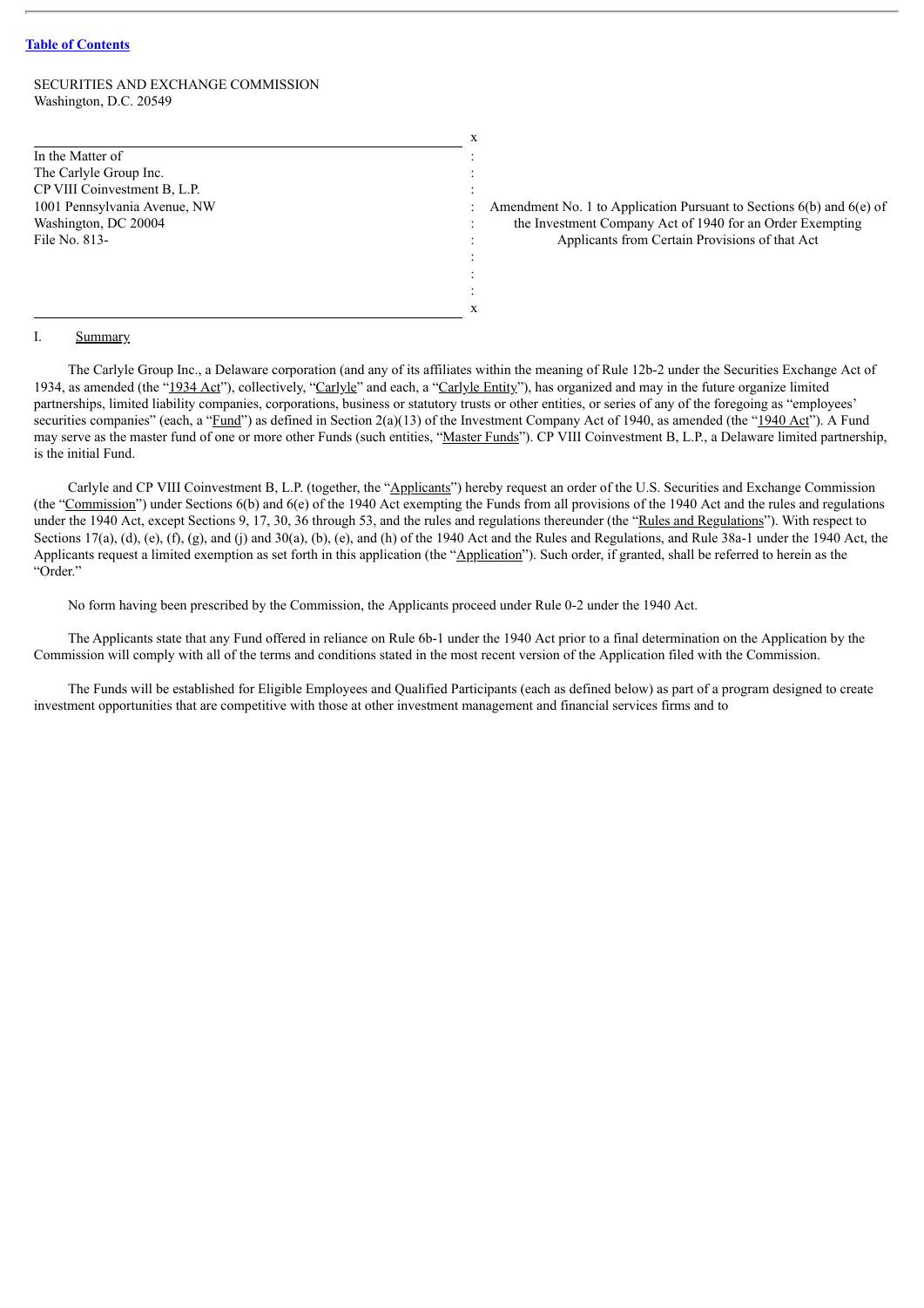[Table of Contents](#)

SECURITIES AND EXCHANGE COMMISSION
Washington, D.C. 20549

| In the Matter of | |
|---|---|
| The Carlyle Group Inc. | |
| CP VIII Coinvestment B, L.P. | |
| 1001 Pennsylvania Avenue, NW | Amendment No. 1 to Application Pursuant to Sections 6(b) and 6(e) of the Investment Company Act of 1940 for an Order Exempting Applicants from Certain Provisions of that Act |
| Washington, DC 20004 | |
| File No. 813- | |

I. Summary

The Carlyle Group Inc., a Delaware corporation (and any of its affiliates within the meaning of Rule 12b-2 under the Securities Exchange Act of 1934, as amended (the "1934 Act"), collectively, "Carlyle" and each, a "Carlyle Entity"), has organized and may in the future organize limited partnerships, limited liability companies, corporations, business or statutory trusts or other entities, or series of any of the foregoing as "employees' securities companies" (each, a "Fund") as defined in Section 2(a)(13) of the Investment Company Act of 1940, as amended (the "1940 Act"). A Fund may serve as the master fund of one or more other Funds (such entities, "Master Funds"). CP VIII Coinvestment B, L.P., a Delaware limited partnership, is the initial Fund.

Carlyle and CP VIII Coinvestment B, L.P. (together, the "Applicants") hereby request an order of the U.S. Securities and Exchange Commission (the "Commission") under Sections 6(b) and 6(e) of the 1940 Act exempting the Funds from all provisions of the 1940 Act and the rules and regulations under the 1940 Act, except Sections 9, 17, 30, 36 through 53, and the rules and regulations thereunder (the "Rules and Regulations"). With respect to Sections 17(a), (d), (e), (f), (g), and (j) and 30(a), (b), (e), and (h) of the 1940 Act and the Rules and Regulations, and Rule 38a-1 under the 1940 Act, the Applicants request a limited exemption as set forth in this application (the "Application"). Such order, if granted, shall be referred to herein as the "Order."

No form having been prescribed by the Commission, the Applicants proceed under Rule 0-2 under the 1940 Act.

The Applicants state that any Fund offered in reliance on Rule 6b-1 under the 1940 Act prior to a final determination on the Application by the Commission will comply with all of the terms and conditions stated in the most recent version of the Application filed with the Commission.

The Funds will be established for Eligible Employees and Qualified Participants (each as defined below) as part of a program designed to create investment opportunities that are competitive with those at other investment management and financial services firms and to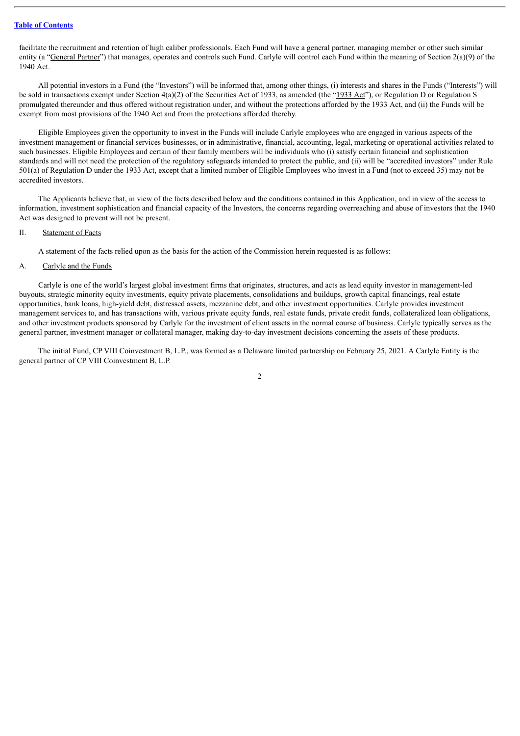facilitate the recruitment and retention of high caliber professionals. Each Fund will have a general partner, managing member or other such similar entity (a "General Partner") that manages, operates and controls such Fund. Carlyle will control each Fund within the meaning of Section 2(a)(9) of the 1940 Act.

All potential investors in a Fund (the "Investors") will be informed that, among other things, (i) interests and shares in the Funds ("Interests") will be sold in transactions exempt under Section 4(a)(2) of the Securities Act of 1933, as amended (the "1933 Act"), or Regulation D or Regulation S promulgated thereunder and thus offered without registration under, and without the protections afforded by the 1933 Act, and (ii) the Funds will be exempt from most provisions of the 1940 Act and from the protections afforded thereby.

Eligible Employees given the opportunity to invest in the Funds will include Carlyle employees who are engaged in various aspects of the investment management or financial services businesses, or in administrative, financial, accounting, legal, marketing or operational activities related to such businesses. Eligible Employees and certain of their family members will be individuals who (i) satisfy certain financial and sophistication standards and will not need the protection of the regulatory safeguards intended to protect the public, and (ii) will be "accredited investors" under Rule 501(a) of Regulation D under the 1933 Act, except that a limited number of Eligible Employees who invest in a Fund (not to exceed 35) may not be accredited investors.

The Applicants believe that, in view of the facts described below and the conditions contained in this Application, and in view of the access to information, investment sophistication and financial capacity of the Investors, the concerns regarding overreaching and abuse of investors that the 1940 Act was designed to prevent will not be present.

## II. Statement of Facts

A statement of the facts relied upon as the basis for the action of the Commission herein requested is as follows:

### A. Carlyle and the Funds

Carlyle is one of the world's largest global investment firms that originates, structures, and acts as lead equity investor in management-led buyouts, strategic minority equity investments, equity private placements, consolidations and buildups, growth capital financings, real estate opportunities, bank loans, high-yield debt, distressed assets, mezzanine debt, and other investment opportunities. Carlyle provides investment management services to, and has transactions with, various private equity funds, real estate funds, private credit funds, collateralized loan obligations, and other investment products sponsored by Carlyle for the investment of client assets in the normal course of business. Carlyle typically serves as the general partner, investment manager or collateral manager, making day-to-day investment decisions concerning the assets of these products.

The initial Fund, CP VIII Coinvestment B, L.P., was formed as a Delaware limited partnership on February 25, 2021. A Carlyle Entity is the general partner of CP VIII Coinvestment B, L.P.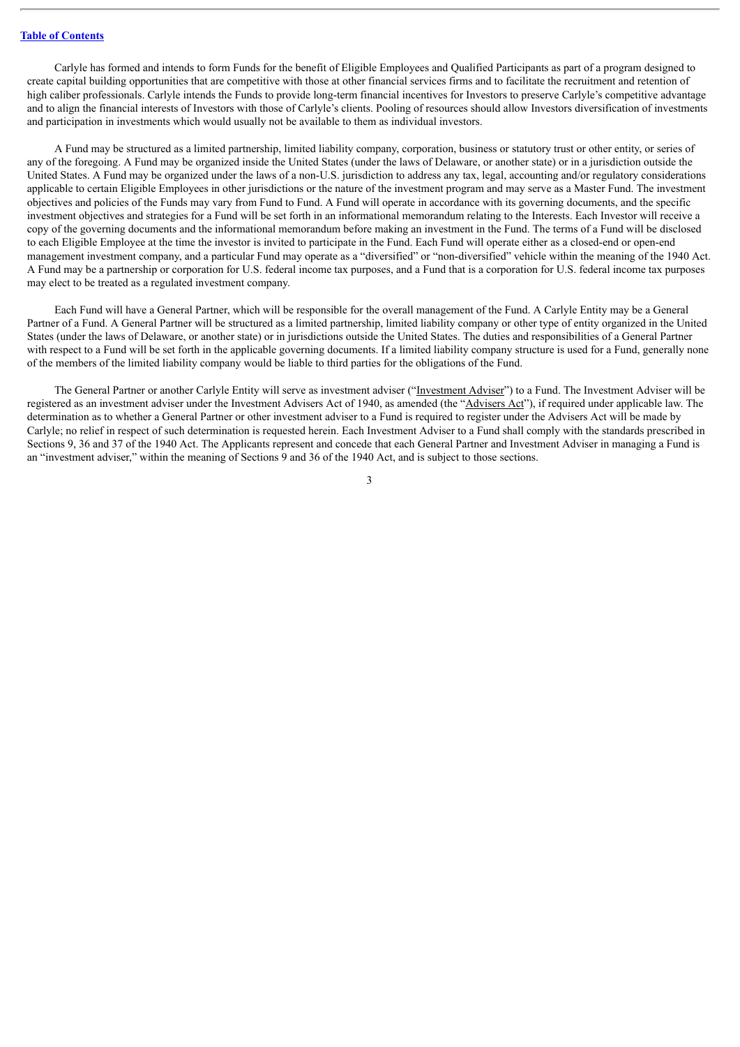Carlyle has formed and intends to form Funds for the benefit of Eligible Employees and Qualified Participants as part of a program designed to create capital building opportunities that are competitive with those at other financial services firms and to facilitate the recruitment and retention of high caliber professionals. Carlyle intends the Funds to provide long-term financial incentives for Investors to preserve Carlyle's competitive advantage and to align the financial interests of Investors with those of Carlyle's clients. Pooling of resources should allow Investors diversification of investments and participation in investments which would usually not be available to them as individual investors.

A Fund may be structured as a limited partnership, limited liability company, corporation, business or statutory trust or other entity, or series of any of the foregoing. A Fund may be organized inside the United States (under the laws of Delaware, or another state) or in a jurisdiction outside the United States. A Fund may be organized under the laws of a non-U.S. jurisdiction to address any tax, legal, accounting and/or regulatory considerations applicable to certain Eligible Employees in other jurisdictions or the nature of the investment program and may serve as a Master Fund. The investment objectives and policies of the Funds may vary from Fund to Fund. A Fund will operate in accordance with its governing documents, and the specific investment objectives and strategies for a Fund will be set forth in an informational memorandum relating to the Interests. Each Investor will receive a copy of the governing documents and the informational memorandum before making an investment in the Fund. The terms of a Fund will be disclosed to each Eligible Employee at the time the investor is invited to participate in the Fund. Each Fund will operate either as a closed-end or open-end management investment company, and a particular Fund may operate as a "diversified" or "non-diversified" vehicle within the meaning of the 1940 Act. A Fund may be a partnership or corporation for U.S. federal income tax purposes, and a Fund that is a corporation for U.S. federal income tax purposes may elect to be treated as a regulated investment company.

Each Fund will have a General Partner, which will be responsible for the overall management of the Fund. A Carlyle Entity may be a General Partner of a Fund. A General Partner will be structured as a limited partnership, limited liability company or other type of entity organized in the United States (under the laws of Delaware, or another state) or in jurisdictions outside the United States. The duties and responsibilities of a General Partner with respect to a Fund will be set forth in the applicable governing documents. If a limited liability company structure is used for a Fund, generally none of the members of the limited liability company would be liable to third parties for the obligations of the Fund.

The General Partner or another Carlyle Entity will serve as investment adviser ("Investment Adviser") to a Fund. The Investment Adviser will be registered as an investment adviser under the Investment Advisers Act of 1940, as amended (the "Advisers Act"), if required under applicable law. The determination as to whether a General Partner or other investment adviser to a Fund is required to register under the Advisers Act will be made by Carlyle; no relief in respect of such determination is requested herein. Each Investment Adviser to a Fund shall comply with the standards prescribed in Sections 9, 36 and 37 of the 1940 Act. The Applicants represent and concede that each General Partner and Investment Adviser in managing a Fund is an "investment adviser," within the meaning of Sections 9 and 36 of the 1940 Act, and is subject to those sections.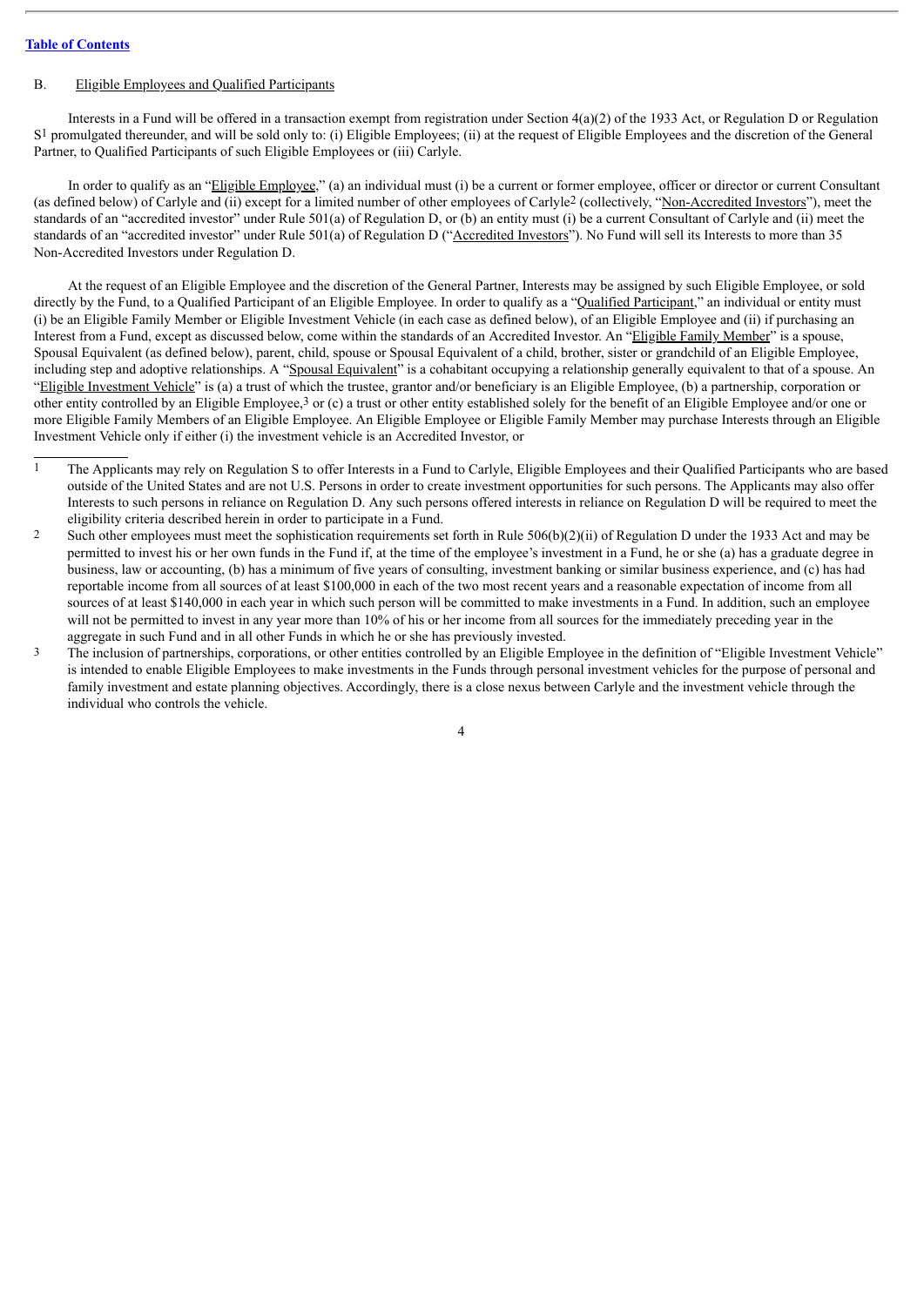B. Eligible Employees and Qualified Participants

Interests in a Fund will be offered in a transaction exempt from registration under Section 4(a)(2) of the 1933 Act, or Regulation D or Regulation S[1] promulgated thereunder, and will be sold only to: (i) Eligible Employees; (ii) at the request of Eligible Employees and the discretion of the General Partner, to Qualified Participants of such Eligible Employees or (iii) Carlyle.

In order to qualify as an "Eligible Employee," (a) an individual must (i) be a current or former employee, officer or director or current Consultant (as defined below) of Carlyle and (ii) except for a limited number of other employees of Carlyle[2] (collectively, "Non-Accredited Investors"), meet the standards of an "accredited investor" under Rule 501(a) of Regulation D, or (b) an entity must (i) be a current Consultant of Carlyle and (ii) meet the standards of an "accredited investor" under Rule 501(a) of Regulation D ("Accredited Investors"). No Fund will sell its Interests to more than 35 Non-Accredited Investors under Regulation D.

At the request of an Eligible Employee and the discretion of the General Partner, Interests may be assigned by such Eligible Employee, or sold directly by the Fund, to a Qualified Participant of an Eligible Employee. In order to qualify as a "Qualified Participant," an individual or entity must (i) be an Eligible Family Member or Eligible Investment Vehicle (in each case as defined below), of an Eligible Employee and (ii) if purchasing an Interest from a Fund, except as discussed below, come within the standards of an Accredited Investor. An "Eligible Family Member" is a spouse, Spousal Equivalent (as defined below), parent, child, spouse or Spousal Equivalent of a child, brother, sister or grandchild of an Eligible Employee, including step and adoptive relationships. A "Spousal Equivalent" is a cohabitant occupying a relationship generally equivalent to that of a spouse. An "Eligible Investment Vehicle" is (a) a trust of which the trustee, grantor and/or beneficiary is an Eligible Employee, (b) a partnership, corporation or other entity controlled by an Eligible Employee,[3] or (c) a trust or other entity established solely for the benefit of an Eligible Employee and/or one or more Eligible Family Members of an Eligible Employee. An Eligible Employee or Eligible Family Member may purchase Interests through an Eligible Investment Vehicle only if either (i) the investment vehicle is an Accredited Investor, or

---

[1] The Applicants may rely on Regulation S to offer Interests in a Fund to Carlyle, Eligible Employees and their Qualified Participants who are based outside of the United States and are not U.S. Persons in order to create investment opportunities for such persons. The Applicants may also offer Interests to such persons in reliance on Regulation D. Any such persons offered interests in reliance on Regulation D will be required to meet the eligibility criteria described herein in order to participate in a Fund.

[2] Such other employees must meet the sophistication requirements set forth in Rule 506(b)(2)(ii) of Regulation D under the 1933 Act and may be permitted to invest his or her own funds in the Fund if, at the time of the employee's investment in a Fund, he or she (a) has a graduate degree in business, law or accounting, (b) has a minimum of five years of consulting, investment banking or similar business experience, and (c) has had reportable income from all sources of at least $100,000 in each of the two most recent years and a reasonable expectation of income from all sources of at least $140,000 in each year in which such person will be committed to make investments in a Fund. In addition, such an employee will not be permitted to invest in any year more than 10% of his or her income from all sources for the immediately preceding year in the aggregate in such Fund and in all other Funds in which he or she has previously invested.

[3] The inclusion of partnerships, corporations, or other entities controlled by an Eligible Employee in the definition of "Eligible Investment Vehicle" is intended to enable Eligible Employees to make investments in the Funds through personal investment vehicles for the purpose of personal and family investment and estate planning objectives. Accordingly, there is a close nexus between Carlyle and the investment vehicle through the individual who controls the vehicle.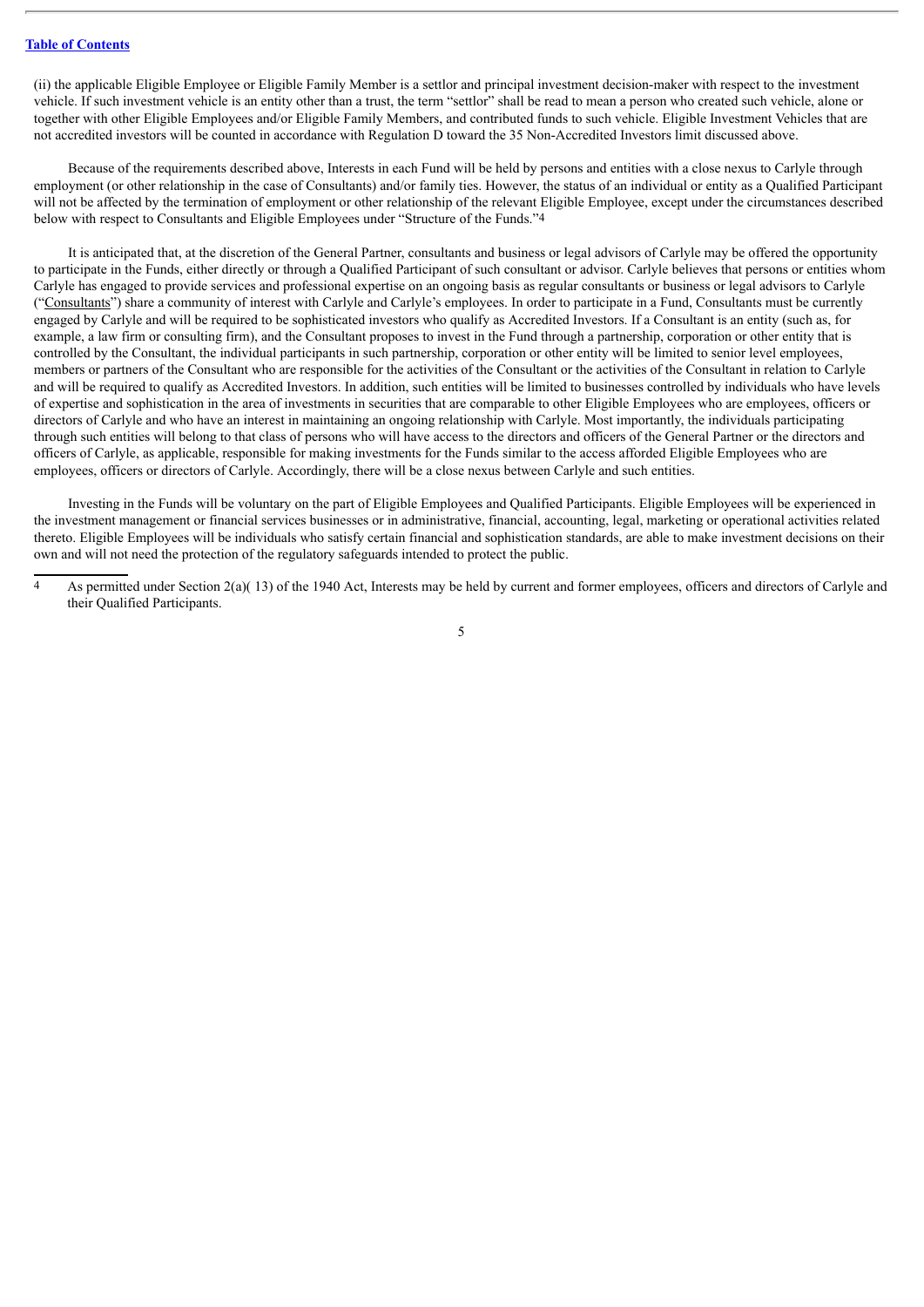(ii) the applicable Eligible Employee or Eligible Family Member is a settlor and principal investment decision-maker with respect to the investment vehicle. If such investment vehicle is an entity other than a trust, the term "settlor" shall be read to mean a person who created such vehicle, alone or together with other Eligible Employees and/or Eligible Family Members, and contributed funds to such vehicle. Eligible Investment Vehicles that are not accredited investors will be counted in accordance with Regulation D toward the 35 Non-Accredited Investors limit discussed above.

Because of the requirements described above, Interests in each Fund will be held by persons and entities with a close nexus to Carlyle through employment (or other relationship in the case of Consultants) and/or family ties. However, the status of an individual or entity as a Qualified Participant will not be affected by the termination of employment or other relationship of the relevant Eligible Employee, except under the circumstances described below with respect to Consultants and Eligible Employees under "Structure of the Funds."[4]

It is anticipated that, at the discretion of the General Partner, consultants and business or legal advisors of Carlyle may be offered the opportunity to participate in the Funds, either directly or through a Qualified Participant of such consultant or advisor. Carlyle believes that persons or entities whom Carlyle has engaged to provide services and professional expertise on an ongoing basis as regular consultants or business or legal advisors to Carlyle ("Consultants") share a community of interest with Carlyle and Carlyle's employees. In order to participate in a Fund, Consultants must be currently engaged by Carlyle and will be required to be sophisticated investors who qualify as Accredited Investors. If a Consultant is an entity (such as, for example, a law firm or consulting firm), and the Consultant proposes to invest in the Fund through a partnership, corporation or other entity that is controlled by the Consultant, the individual participants in such partnership, corporation or other entity will be limited to senior level employees, members or partners of the Consultant who are responsible for the activities of the Consultant or the activities of the Consultant in relation to Carlyle and will be required to qualify as Accredited Investors. In addition, such entities will be limited to businesses controlled by individuals who have levels of expertise and sophistication in the area of investments in securities that are comparable to other Eligible Employees who are employees, officers or directors of Carlyle and who have an interest in maintaining an ongoing relationship with Carlyle. Most importantly, the individuals participating through such entities will belong to that class of persons who will have access to the directors and officers of the General Partner or the directors and officers of Carlyle, as applicable, responsible for making investments for the Funds similar to the access afforded Eligible Employees who are employees, officers or directors of Carlyle. Accordingly, there will be a close nexus between Carlyle and such entities.

Investing in the Funds will be voluntary on the part of Eligible Employees and Qualified Participants. Eligible Employees will be experienced in the investment management or financial services businesses or in administrative, financial, accounting, legal, marketing or operational activities related thereto. Eligible Employees will be individuals who satisfy certain financial and sophistication standards, are able to make investment decisions on their own and will not need the protection of the regulatory safeguards intended to protect the public.

---

[4] As permitted under Section 2(a)( 13) of the 1940 Act, Interests may be held by current and former employees, officers and directors of Carlyle and their Qualified Participants.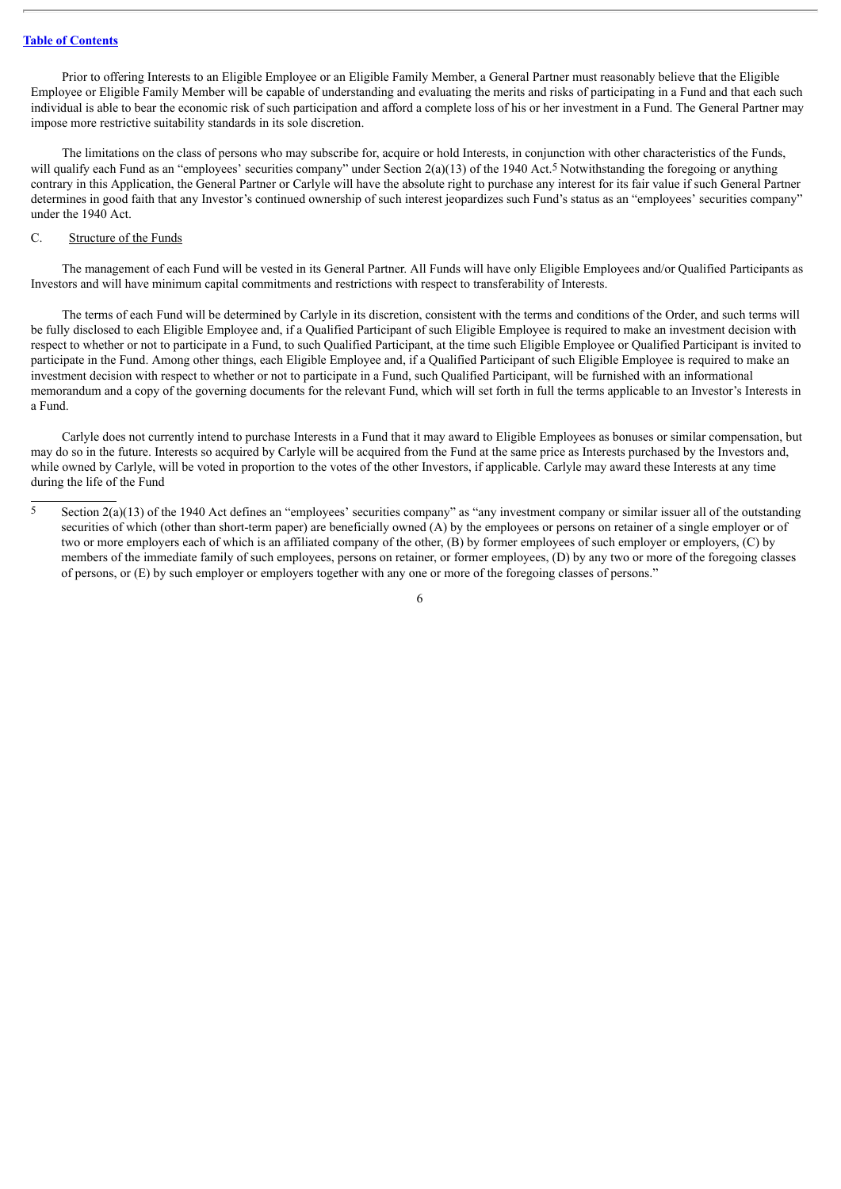Prior to offering Interests to an Eligible Employee or an Eligible Family Member, a General Partner must reasonably believe that the Eligible Employee or Eligible Family Member will be capable of understanding and evaluating the merits and risks of participating in a Fund and that each such individual is able to bear the economic risk of such participation and afford a complete loss of his or her investment in a Fund. The General Partner may impose more restrictive suitability standards in its sole discretion.

The limitations on the class of persons who may subscribe for, acquire or hold Interests, in conjunction with other characteristics of the Funds, will qualify each Fund as an "employees' securities company" under Section 2(a)(13) of the 1940 Act.[5] Notwithstanding the foregoing or anything contrary in this Application, the General Partner or Carlyle will have the absolute right to purchase any interest for its fair value if such General Partner determines in good faith that any Investor's continued ownership of such interest jeopardizes such Fund's status as an "employees' securities company" under the 1940 Act.

## C. Structure of the Funds

The management of each Fund will be vested in its General Partner. All Funds will have only Eligible Employees and/or Qualified Participants as Investors and will have minimum capital commitments and restrictions with respect to transferability of Interests.

The terms of each Fund will be determined by Carlyle in its discretion, consistent with the terms and conditions of the Order, and such terms will be fully disclosed to each Eligible Employee and, if a Qualified Participant of such Eligible Employee is required to make an investment decision with respect to whether or not to participate in a Fund, to such Qualified Participant, at the time such Eligible Employee or Qualified Participant is invited to participate in the Fund. Among other things, each Eligible Employee and, if a Qualified Participant of such Eligible Employee is required to make an investment decision with respect to whether or not to participate in a Fund, such Qualified Participant, will be furnished with an informational memorandum and a copy of the governing documents for the relevant Fund, which will set forth in full the terms applicable to an Investor's Interests in a Fund.

Carlyle does not currently intend to purchase Interests in a Fund that it may award to Eligible Employees as bonuses or similar compensation, but may do so in the future. Interests so acquired by Carlyle will be acquired from the Fund at the same price as Interests purchased by the Investors and, while owned by Carlyle, will be voted in proportion to the votes of the other Investors, if applicable. Carlyle may award these Interests at any time during the life of the Fund

---

[5] Section 2(a)(13) of the 1940 Act defines an "employees' securities company" as "any investment company or similar issuer all of the outstanding securities of which (other than short-term paper) are beneficially owned (A) by the employees or persons on retainer of a single employer or of two or more employers each of which is an affiliated company of the other, (B) by former employees of such employer or employers, (C) by members of the immediate family of such employees, persons on retainer, or former employees, (D) by any two or more of the foregoing classes of persons, or (E) by such employer or employers together with any one or more of the foregoing classes of persons."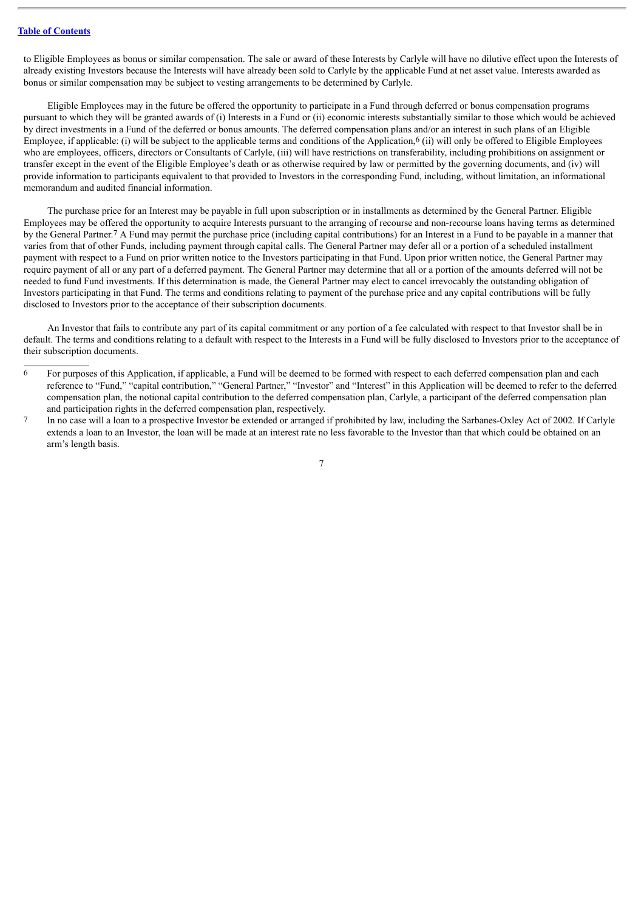to Eligible Employees as bonus or similar compensation. The sale or award of these Interests by Carlyle will have no dilutive effect upon the Interests of already existing Investors because the Interests will have already been sold to Carlyle by the applicable Fund at net asset value. Interests awarded as bonus or similar compensation may be subject to vesting arrangements to be determined by Carlyle.

Eligible Employees may in the future be offered the opportunity to participate in a Fund through deferred or bonus compensation programs pursuant to which they will be granted awards of (i) Interests in a Fund or (ii) economic interests substantially similar to those which would be achieved by direct investments in a Fund of the deferred or bonus amounts. The deferred compensation plans and/or an interest in such plans of an Eligible Employee, if applicable: (i) will be subject to the applicable terms and conditions of the Application,[6] (ii) will only be offered to Eligible Employees who are employees, officers, directors or Consultants of Carlyle, (iii) will have restrictions on transferability, including prohibitions on assignment or transfer except in the event of the Eligible Employee's death or as otherwise required by law or permitted by the governing documents, and (iv) will provide information to participants equivalent to that provided to Investors in the corresponding Fund, including, without limitation, an informational memorandum and audited financial information.

The purchase price for an Interest may be payable in full upon subscription or in installments as determined by the General Partner. Eligible Employees may be offered the opportunity to acquire Interests pursuant to the arranging of recourse and non-recourse loans having terms as determined by the General Partner.[7] A Fund may permit the purchase price (including capital contributions) for an Interest in a Fund to be payable in a manner that varies from that of other Funds, including payment through capital calls. The General Partner may defer all or a portion of a scheduled installment payment with respect to a Fund on prior written notice to the Investors participating in that Fund. Upon prior written notice, the General Partner may require payment of all or any part of a deferred payment. The General Partner may determine that all or a portion of the amounts deferred will not be needed to fund Fund investments. If this determination is made, the General Partner may elect to cancel irrevocably the outstanding obligation of Investors participating in that Fund. The terms and conditions relating to payment of the purchase price and any capital contributions will be fully disclosed to Investors prior to the acceptance of their subscription documents.

An Investor that fails to contribute any part of its capital commitment or any portion of a fee calculated with respect to that Investor shall be in default. The terms and conditions relating to a default with respect to the Interests in a Fund will be fully disclosed to Investors prior to the acceptance of their subscription documents.

---

6 For purposes of this Application, if applicable, a Fund will be deemed to be formed with respect to each deferred compensation plan and each reference to "Fund," "capital contribution," "General Partner," "Investor" and "Interest" in this Application will be deemed to refer to the deferred compensation plan, the notional capital contribution to the deferred compensation plan, Carlyle, a participant of the deferred compensation plan and participation rights in the deferred compensation plan, respectively.

7 In no case will a loan to a prospective Investor be extended or arranged if prohibited by law, including the Sarbanes-Oxley Act of 2002. If Carlyle extends a loan to an Investor, the loan will be made at an interest rate no less favorable to the Investor than that which could be obtained on an arm's length basis.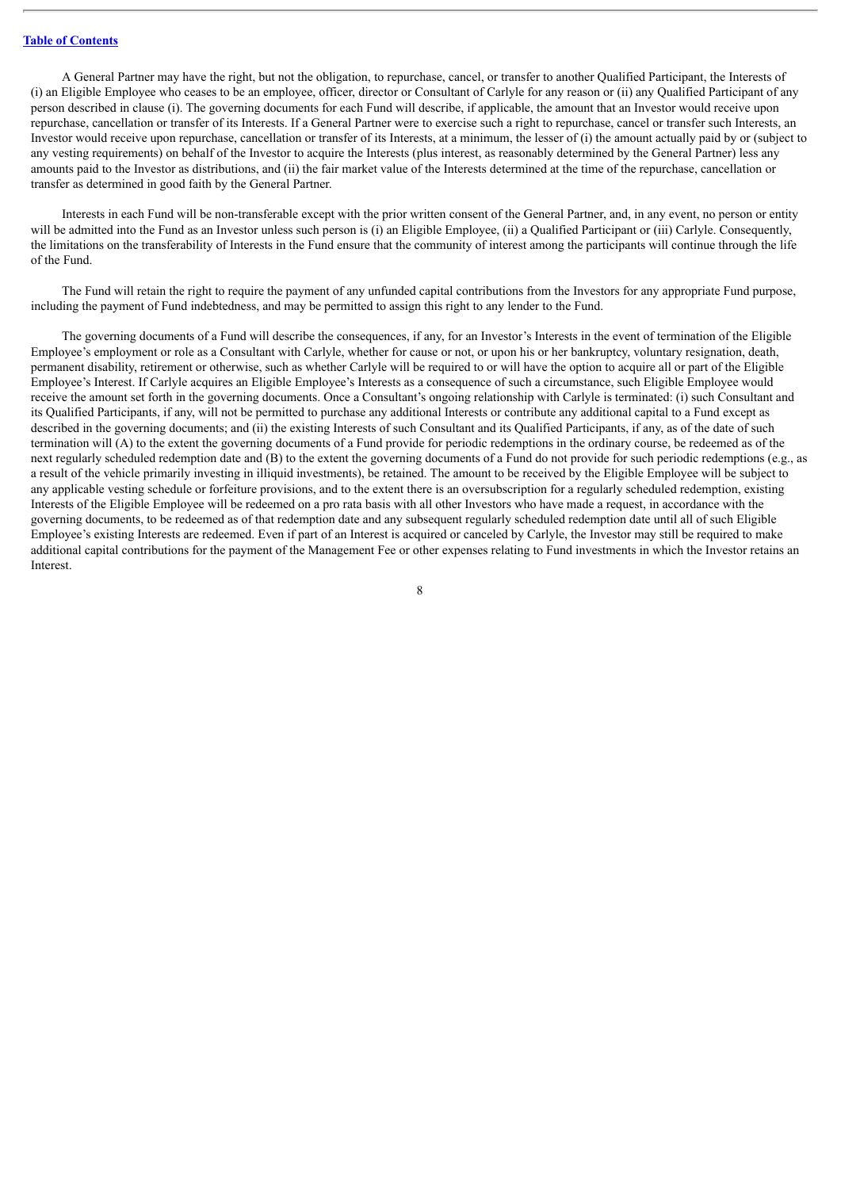[Table of Contents](#)

A General Partner may have the right, but not the obligation, to repurchase, cancel, or transfer to another Qualified Participant, the Interests of (i) an Eligible Employee who ceases to be an employee, officer, director or Consultant of Carlyle for any reason or (ii) any Qualified Participant of any person described in clause (i). The governing documents for each Fund will describe, if applicable, the amount that an Investor would receive upon repurchase, cancellation or transfer of its Interests. If a General Partner were to exercise such a right to repurchase, cancel or transfer such Interests, an Investor would receive upon repurchase, cancellation or transfer of its Interests, at a minimum, the lesser of (i) the amount actually paid by or (subject to any vesting requirements) on behalf of the Investor to acquire the Interests (plus interest, as reasonably determined by the General Partner) less any amounts paid to the Investor as distributions, and (ii) the fair market value of the Interests determined at the time of the repurchase, cancellation or transfer as determined in good faith by the General Partner.

Interests in each Fund will be non-transferable except with the prior written consent of the General Partner, and, in any event, no person or entity will be admitted into the Fund as an Investor unless such person is (i) an Eligible Employee, (ii) a Qualified Participant or (iii) Carlyle. Consequently, the limitations on the transferability of Interests in the Fund ensure that the community of interest among the participants will continue through the life of the Fund.

The Fund will retain the right to require the payment of any unfunded capital contributions from the Investors for any appropriate Fund purpose, including the payment of Fund indebtedness, and may be permitted to assign this right to any lender to the Fund.

The governing documents of a Fund will describe the consequences, if any, for an Investor's Interests in the event of termination of the Eligible Employee's employment or role as a Consultant with Carlyle, whether for cause or not, or upon his or her bankruptcy, voluntary resignation, death, permanent disability, retirement or otherwise, such as whether Carlyle will be required to or will have the option to acquire all or part of the Eligible Employee's Interest. If Carlyle acquires an Eligible Employee's Interests as a consequence of such a circumstance, such Eligible Employee would receive the amount set forth in the governing documents. Once a Consultant's ongoing relationship with Carlyle is terminated: (i) such Consultant and its Qualified Participants, if any, will not be permitted to purchase any additional Interests or contribute any additional capital to a Fund except as described in the governing documents; and (ii) the existing Interests of such Consultant and its Qualified Participants, if any, as of the date of such termination will (A) to the extent the governing documents of a Fund provide for periodic redemptions in the ordinary course, be redeemed as of the next regularly scheduled redemption date and (B) to the extent the governing documents of a Fund do not provide for such periodic redemptions (e.g., as a result of the vehicle primarily investing in illiquid investments), be retained. The amount to be received by the Eligible Employee will be subject to any applicable vesting schedule or forfeiture provisions, and to the extent there is an oversubscription for a regularly scheduled redemption, existing Interests of the Eligible Employee will be redeemed on a pro rata basis with all other Investors who have made a request, in accordance with the governing documents, to be redeemed as of that redemption date and any subsequent regularly scheduled redemption date until all of such Eligible Employee's existing Interests are redeemed. Even if part of an Interest is acquired or canceled by Carlyle, the Investor may still be required to make additional capital contributions for the payment of the Management Fee or other expenses relating to Fund investments in which the Investor retains an Interest.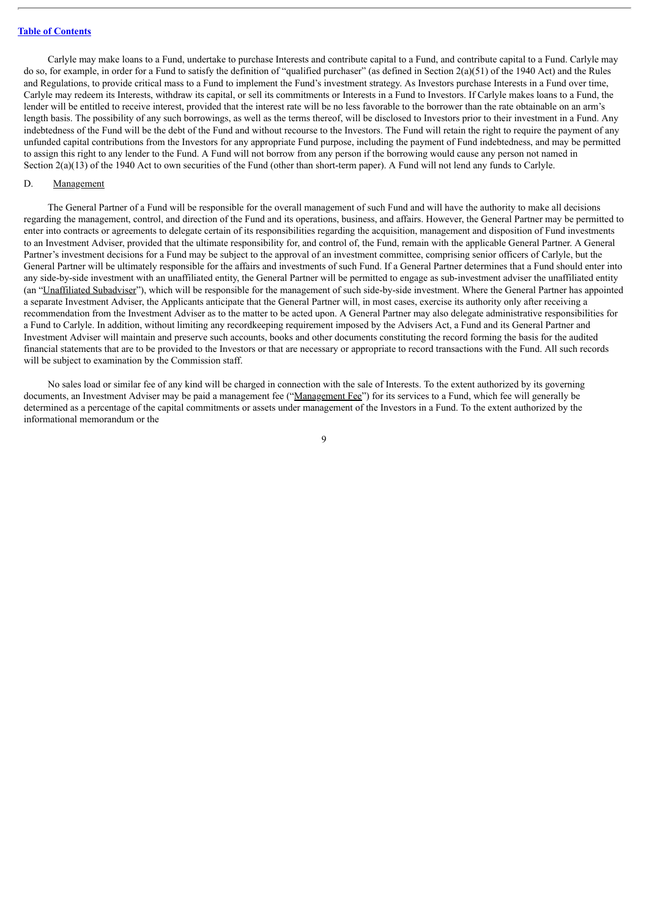Carlyle may make loans to a Fund, undertake to purchase Interests and contribute capital to a Fund, and contribute capital to a Fund. Carlyle may do so, for example, in order for a Fund to satisfy the definition of "qualified purchaser" (as defined in Section 2(a)(51) of the 1940 Act) and the Rules and Regulations, to provide critical mass to a Fund to implement the Fund's investment strategy. As Investors purchase Interests in a Fund over time, Carlyle may redeem its Interests, withdraw its capital, or sell its commitments or Interests in a Fund to Investors. If Carlyle makes loans to a Fund, the lender will be entitled to receive interest, provided that the interest rate will be no less favorable to the borrower than the rate obtainable on an arm's length basis. The possibility of any such borrowings, as well as the terms thereof, will be disclosed to Investors prior to their investment in a Fund. Any indebtedness of the Fund will be the debt of the Fund and without recourse to the Investors. The Fund will retain the right to require the payment of any unfunded capital contributions from the Investors for any appropriate Fund purpose, including the payment of Fund indebtedness, and may be permitted to assign this right to any lender to the Fund. A Fund will not borrow from any person if the borrowing would cause any person not named in Section 2(a)(13) of the 1940 Act to own securities of the Fund (other than short-term paper). A Fund will not lend any funds to Carlyle.

D. Management

The General Partner of a Fund will be responsible for the overall management of such Fund and will have the authority to make all decisions regarding the management, control, and direction of the Fund and its operations, business, and affairs. However, the General Partner may be permitted to enter into contracts or agreements to delegate certain of its responsibilities regarding the acquisition, management and disposition of Fund investments to an Investment Adviser, provided that the ultimate responsibility for, and control of, the Fund, remain with the applicable General Partner. A General Partner's investment decisions for a Fund may be subject to the approval of an investment committee, comprising senior officers of Carlyle, but the General Partner will be ultimately responsible for the affairs and investments of such Fund. If a General Partner determines that a Fund should enter into any side-by-side investment with an unaffiliated entity, the General Partner will be permitted to engage as sub-investment adviser the unaffiliated entity (an "Unaffiliated Subadviser"), which will be responsible for the management of such side-by-side investment. Where the General Partner has appointed a separate Investment Adviser, the Applicants anticipate that the General Partner will, in most cases, exercise its authority only after receiving a recommendation from the Investment Adviser as to the matter to be acted upon. A General Partner may also delegate administrative responsibilities for a Fund to Carlyle. In addition, without limiting any recordkeeping requirement imposed by the Advisers Act, a Fund and its General Partner and Investment Adviser will maintain and preserve such accounts, books and other documents constituting the record forming the basis for the audited financial statements that are to be provided to the Investors or that are necessary or appropriate to record transactions with the Fund. All such records will be subject to examination by the Commission staff.

No sales load or similar fee of any kind will be charged in connection with the sale of Interests. To the extent authorized by its governing documents, an Investment Adviser may be paid a management fee ("Management Fee") for its services to a Fund, which fee will generally be determined as a percentage of the capital commitments or assets under management of the Investors in a Fund. To the extent authorized by the informational memorandum or the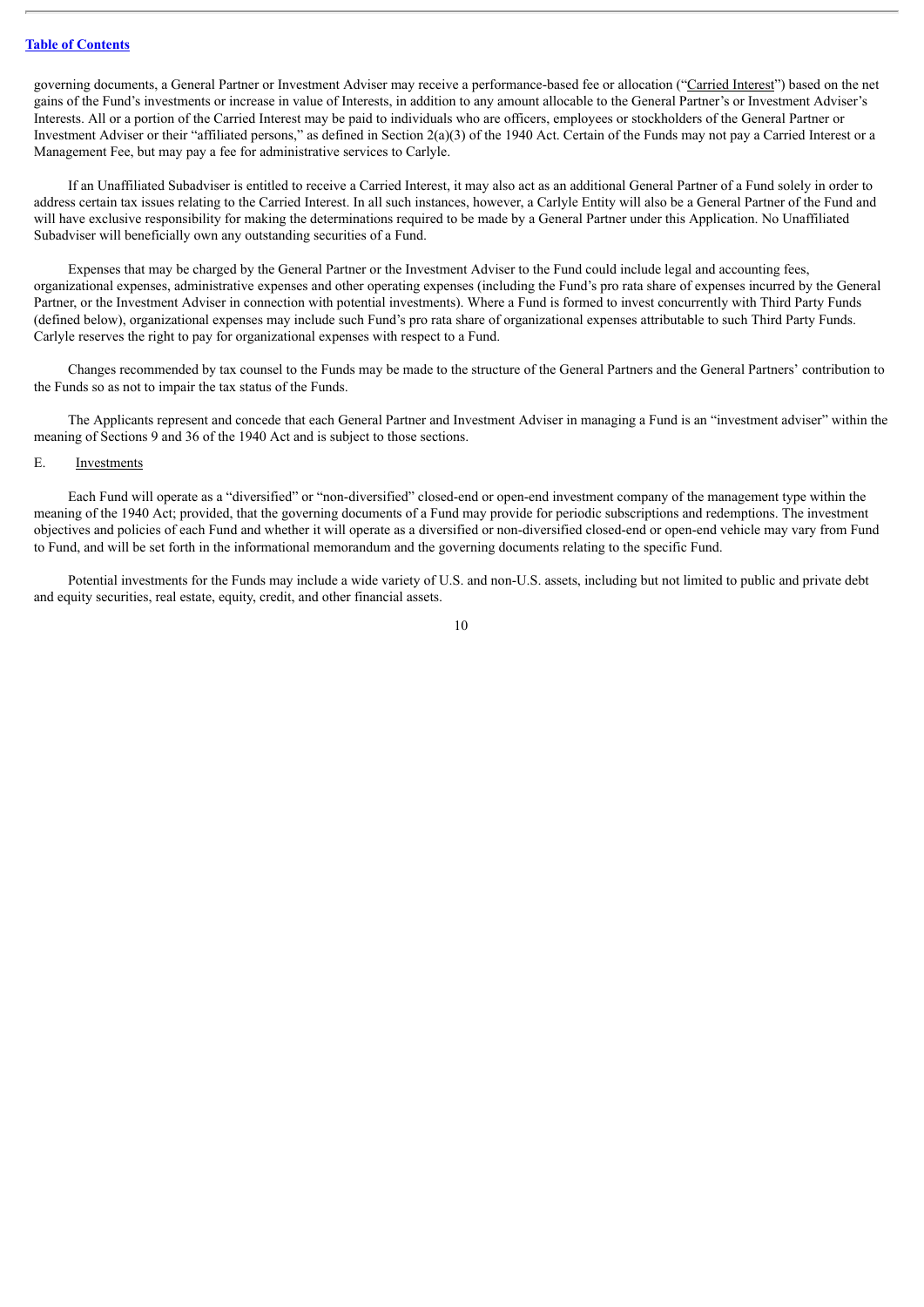governing documents, a General Partner or Investment Adviser may receive a performance-based fee or allocation ("Carried Interest") based on the net gains of the Fund's investments or increase in value of Interests, in addition to any amount allocable to the General Partner's or Investment Adviser's Interests. All or a portion of the Carried Interest may be paid to individuals who are officers, employees or stockholders of the General Partner or Investment Adviser or their "affiliated persons," as defined in Section 2(a)(3) of the 1940 Act. Certain of the Funds may not pay a Carried Interest or a Management Fee, but may pay a fee for administrative services to Carlyle.

If an Unaffiliated Subadviser is entitled to receive a Carried Interest, it may also act as an additional General Partner of a Fund solely in order to address certain tax issues relating to the Carried Interest. In all such instances, however, a Carlyle Entity will also be a General Partner of the Fund and will have exclusive responsibility for making the determinations required to be made by a General Partner under this Application. No Unaffiliated Subadviser will beneficially own any outstanding securities of a Fund.

Expenses that may be charged by the General Partner or the Investment Adviser to the Fund could include legal and accounting fees, organizational expenses, administrative expenses and other operating expenses (including the Fund's pro rata share of expenses incurred by the General Partner, or the Investment Adviser in connection with potential investments). Where a Fund is formed to invest concurrently with Third Party Funds (defined below), organizational expenses may include such Fund's pro rata share of organizational expenses attributable to such Third Party Funds. Carlyle reserves the right to pay for organizational expenses with respect to a Fund.

Changes recommended by tax counsel to the Funds may be made to the structure of the General Partners and the General Partners' contribution to the Funds so as not to impair the tax status of the Funds.

The Applicants represent and concede that each General Partner and Investment Adviser in managing a Fund is an "investment adviser" within the meaning of Sections 9 and 36 of the 1940 Act and is subject to those sections.

E. Investments

Each Fund will operate as a "diversified" or "non-diversified" closed-end or open-end investment company of the management type within the meaning of the 1940 Act; provided, that the governing documents of a Fund may provide for periodic subscriptions and redemptions. The investment objectives and policies of each Fund and whether it will operate as a diversified or non-diversified closed-end or open-end vehicle may vary from Fund to Fund, and will be set forth in the informational memorandum and the governing documents relating to the specific Fund.

Potential investments for the Funds may include a wide variety of U.S. and non-U.S. assets, including but not limited to public and private debt and equity securities, real estate, equity, credit, and other financial assets.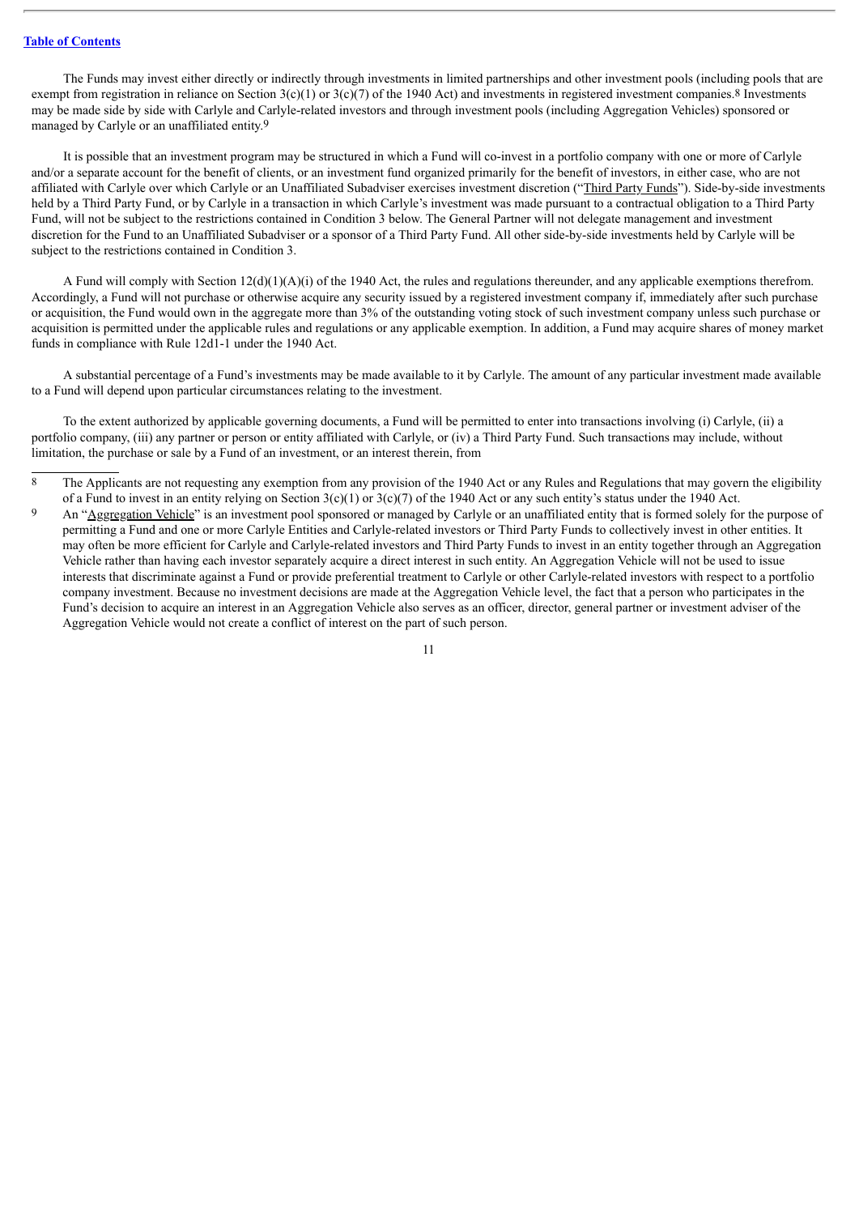The Funds may invest either directly or indirectly through investments in limited partnerships and other investment pools (including pools that are exempt from registration in reliance on Section 3(c)(1) or 3(c)(7) of the 1940 Act) and investments in registered investment companies.[8] Investments may be made side by side with Carlyle and Carlyle-related investors and through investment pools (including Aggregation Vehicles) sponsored or managed by Carlyle or an unaffiliated entity.[9]

It is possible that an investment program may be structured in which a Fund will co-invest in a portfolio company with one or more of Carlyle and/or a separate account for the benefit of clients, or an investment fund organized primarily for the benefit of investors, in either case, who are not affiliated with Carlyle over which Carlyle or an Unaffiliated Subadviser exercises investment discretion ("Third Party Funds"). Side-by-side investments held by a Third Party Fund, or by Carlyle in a transaction in which Carlyle's investment was made pursuant to a contractual obligation to a Third Party Fund, will not be subject to the restrictions contained in Condition 3 below. The General Partner will not delegate management and investment discretion for the Fund to an Unaffiliated Subadviser or a sponsor of a Third Party Fund. All other side-by-side investments held by Carlyle will be subject to the restrictions contained in Condition 3.

A Fund will comply with Section 12(d)(1)(A)(i) of the 1940 Act, the rules and regulations thereunder, and any applicable exemptions therefrom. Accordingly, a Fund will not purchase or otherwise acquire any security issued by a registered investment company if, immediately after such purchase or acquisition, the Fund would own in the aggregate more than 3% of the outstanding voting stock of such investment company unless such purchase or acquisition is permitted under the applicable rules and regulations or any applicable exemption. In addition, a Fund may acquire shares of money market funds in compliance with Rule 12d1-1 under the 1940 Act.

A substantial percentage of a Fund's investments may be made available to it by Carlyle. The amount of any particular investment made available to a Fund will depend upon particular circumstances relating to the investment.

To the extent authorized by applicable governing documents, a Fund will be permitted to enter into transactions involving (i) Carlyle, (ii) a portfolio company, (iii) any partner or person or entity affiliated with Carlyle, or (iv) a Third Party Fund. Such transactions may include, without limitation, the purchase or sale by a Fund of an investment, or an interest therein, from

---

[8] The Applicants are not requesting any exemption from any provision of the 1940 Act or any Rules and Regulations that may govern the eligibility of a Fund to invest in an entity relying on Section 3(c)(1) or 3(c)(7) of the 1940 Act or any such entity's status under the 1940 Act.

[9] An "Aggregation Vehicle" is an investment pool sponsored or managed by Carlyle or an unaffiliated entity that is formed solely for the purpose of permitting a Fund and one or more Carlyle Entities and Carlyle-related investors or Third Party Funds to collectively invest in other entities. It may often be more efficient for Carlyle and Carlyle-related investors and Third Party Funds to invest in an entity together through an Aggregation Vehicle rather than having each investor separately acquire a direct interest in such entity. An Aggregation Vehicle will not be used to issue interests that discriminate against a Fund or provide preferential treatment to Carlyle or other Carlyle-related investors with respect to a portfolio company investment. Because no investment decisions are made at the Aggregation Vehicle level, the fact that a person who participates in the Fund's decision to acquire an interest in an Aggregation Vehicle also serves as an officer, director, general partner or investment adviser of the Aggregation Vehicle would not create a conflict of interest on the part of such person.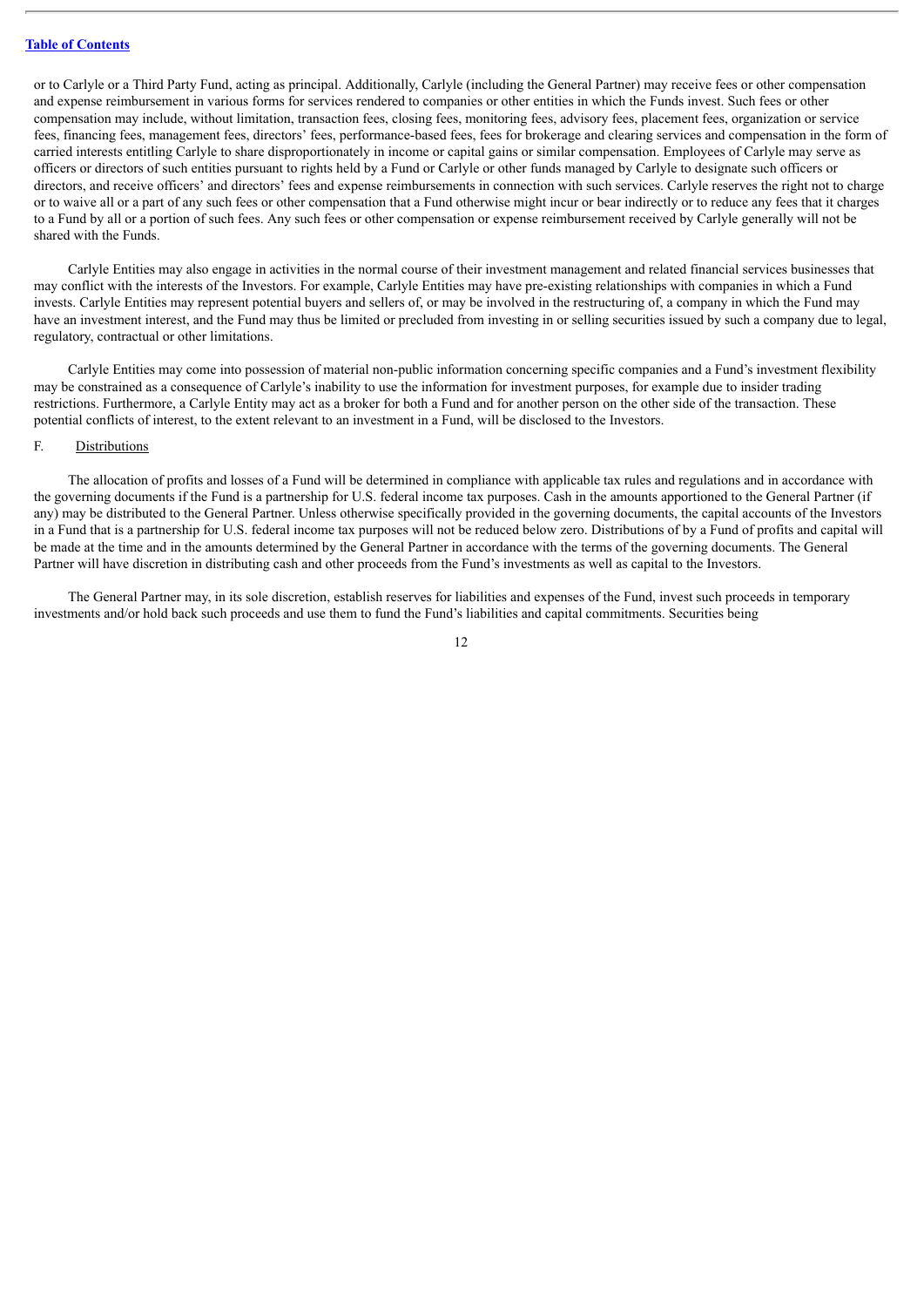or to Carlyle or a Third Party Fund, acting as principal. Additionally, Carlyle (including the General Partner) may receive fees or other compensation and expense reimbursement in various forms for services rendered to companies or other entities in which the Funds invest. Such fees or other compensation may include, without limitation, transaction fees, closing fees, monitoring fees, advisory fees, placement fees, organization or service fees, financing fees, management fees, directors' fees, performance-based fees, fees for brokerage and clearing services and compensation in the form of carried interests entitling Carlyle to share disproportionately in income or capital gains or similar compensation. Employees of Carlyle may serve as officers or directors of such entities pursuant to rights held by a Fund or Carlyle or other funds managed by Carlyle to designate such officers or directors, and receive officers' and directors' fees and expense reimbursements in connection with such services. Carlyle reserves the right not to charge or to waive all or a part of any such fees or other compensation that a Fund otherwise might incur or bear indirectly or to reduce any fees that it charges to a Fund by all or a portion of such fees. Any such fees or other compensation or expense reimbursement received by Carlyle generally will not be shared with the Funds.

Carlyle Entities may also engage in activities in the normal course of their investment management and related financial services businesses that may conflict with the interests of the Investors. For example, Carlyle Entities may have pre-existing relationships with companies in which a Fund invests. Carlyle Entities may represent potential buyers and sellers of, or may be involved in the restructuring of, a company in which the Fund may have an investment interest, and the Fund may thus be limited or precluded from investing in or selling securities issued by such a company due to legal, regulatory, contractual or other limitations.

Carlyle Entities may come into possession of material non-public information concerning specific companies and a Fund's investment flexibility may be constrained as a consequence of Carlyle's inability to use the information for investment purposes, for example due to insider trading restrictions. Furthermore, a Carlyle Entity may act as a broker for both a Fund and for another person on the other side of the transaction. These potential conflicts of interest, to the extent relevant to an investment in a Fund, will be disclosed to the Investors.

F. Distributions

The allocation of profits and losses of a Fund will be determined in compliance with applicable tax rules and regulations and in accordance with the governing documents if the Fund is a partnership for U.S. federal income tax purposes. Cash in the amounts apportioned to the General Partner (if any) may be distributed to the General Partner. Unless otherwise specifically provided in the governing documents, the capital accounts of the Investors in a Fund that is a partnership for U.S. federal income tax purposes will not be reduced below zero. Distributions of by a Fund of profits and capital will be made at the time and in the amounts determined by the General Partner in accordance with the terms of the governing documents. The General Partner will have discretion in distributing cash and other proceeds from the Fund's investments as well as capital to the Investors.

The General Partner may, in its sole discretion, establish reserves for liabilities and expenses of the Fund, invest such proceeds in temporary investments and/or hold back such proceeds and use them to fund the Fund's liabilities and capital commitments. Securities being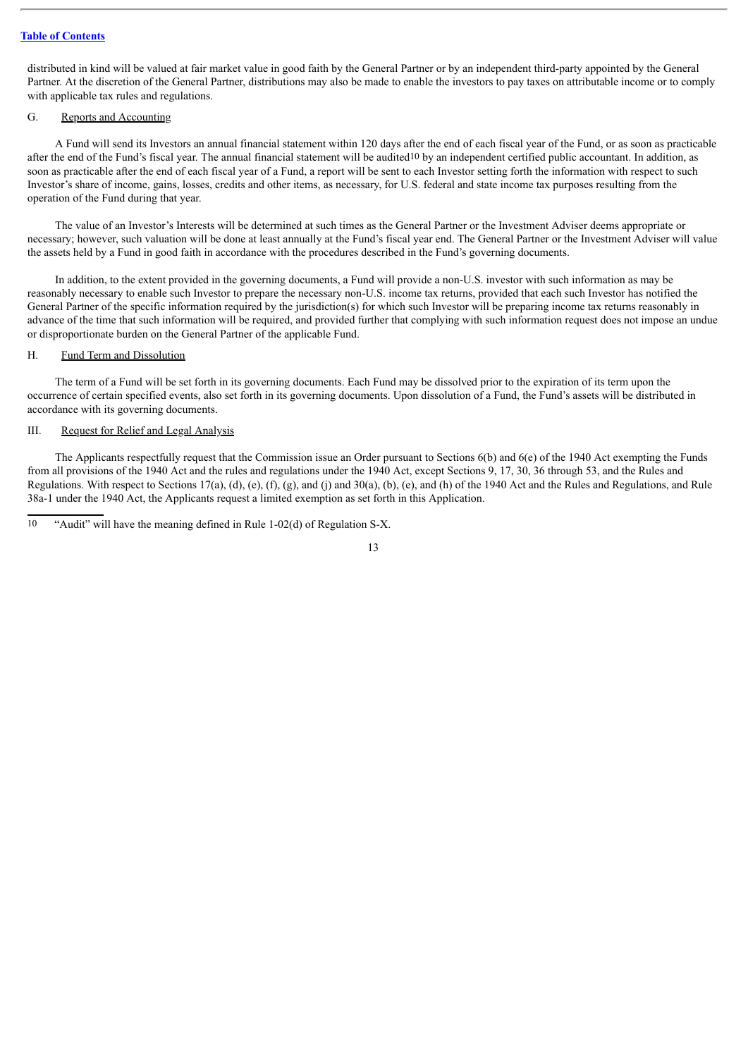distributed in kind will be valued at fair market value in good faith by the General Partner or by an independent third-party appointed by the General Partner. At the discretion of the General Partner, distributions may also be made to enable the investors to pay taxes on attributable income or to comply with applicable tax rules and regulations.

G. Reports and Accounting

A Fund will send its Investors an annual financial statement within 120 days after the end of each fiscal year of the Fund, or as soon as practicable after the end of the Fund's fiscal year. The annual financial statement will be audited[10] by an independent certified public accountant. In addition, as soon as practicable after the end of each fiscal year of a Fund, a report will be sent to each Investor setting forth the information with respect to such Investor's share of income, gains, losses, credits and other items, as necessary, for U.S. federal and state income tax purposes resulting from the operation of the Fund during that year.

The value of an Investor's Interests will be determined at such times as the General Partner or the Investment Adviser deems appropriate or necessary; however, such valuation will be done at least annually at the Fund's fiscal year end. The General Partner or the Investment Adviser will value the assets held by a Fund in good faith in accordance with the procedures described in the Fund's governing documents.

In addition, to the extent provided in the governing documents, a Fund will provide a non-U.S. investor with such information as may be reasonably necessary to enable such Investor to prepare the necessary non-U.S. income tax returns, provided that each such Investor has notified the General Partner of the specific information required by the jurisdiction(s) for which such Investor will be preparing income tax returns reasonably in advance of the time that such information will be required, and provided further that complying with such information request does not impose an undue or disproportionate burden on the General Partner of the applicable Fund.

H. Fund Term and Dissolution

The term of a Fund will be set forth in its governing documents. Each Fund may be dissolved prior to the expiration of its term upon the occurrence of certain specified events, also set forth in its governing documents. Upon dissolution of a Fund, the Fund's assets will be distributed in accordance with its governing documents.

III. Request for Relief and Legal Analysis

The Applicants respectfully request that the Commission issue an Order pursuant to Sections 6(b) and 6(e) of the 1940 Act exempting the Funds from all provisions of the 1940 Act and the rules and regulations under the 1940 Act, except Sections 9, 17, 30, 36 through 53, and the Rules and Regulations. With respect to Sections 17(a), (d), (e), (f), (g), and (j) and 30(a), (b), (e), and (h) of the 1940 Act and the Rules and Regulations, and Rule 38a-1 under the 1940 Act, the Applicants request a limited exemption as set forth in this Application.

[10] "Audit" will have the meaning defined in Rule 1-02(d) of Regulation S-X.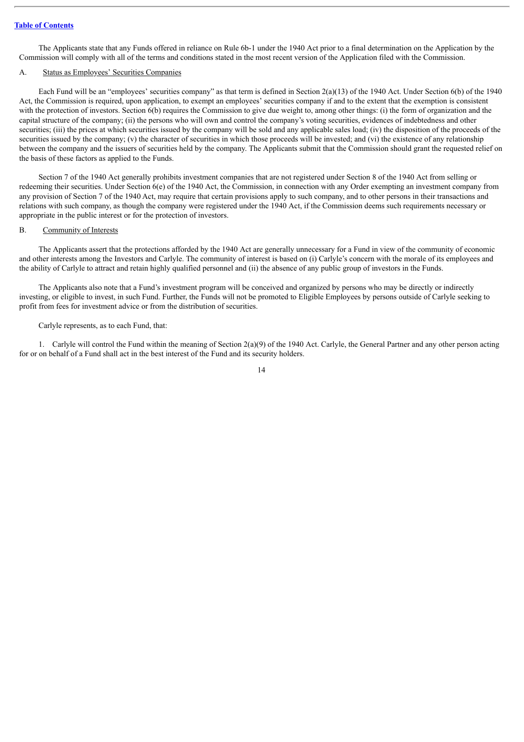The Applicants state that any Funds offered in reliance on Rule 6b-1 under the 1940 Act prior to a final determination on the Application by the Commission will comply with all of the terms and conditions stated in the most recent version of the Application filed with the Commission.

### A. Status as Employees' Securities Companies

Each Fund will be an "employees' securities company" as that term is defined in Section 2(a)(13) of the 1940 Act. Under Section 6(b) of the 1940 Act, the Commission is required, upon application, to exempt an employees' securities company if and to the extent that the exemption is consistent with the protection of investors. Section 6(b) requires the Commission to give due weight to, among other things: (i) the form of organization and the capital structure of the company; (ii) the persons who will own and control the company's voting securities, evidences of indebtedness and other securities; (iii) the prices at which securities issued by the company will be sold and any applicable sales load; (iv) the disposition of the proceeds of the securities issued by the company; (v) the character of securities in which those proceeds will be invested; and (vi) the existence of any relationship between the company and the issuers of securities held by the company. The Applicants submit that the Commission should grant the requested relief on the basis of these factors as applied to the Funds.

Section 7 of the 1940 Act generally prohibits investment companies that are not registered under Section 8 of the 1940 Act from selling or redeeming their securities. Under Section 6(e) of the 1940 Act, the Commission, in connection with any Order exempting an investment company from any provision of Section 7 of the 1940 Act, may require that certain provisions apply to such company, and to other persons in their transactions and relations with such company, as though the company were registered under the 1940 Act, if the Commission deems such requirements necessary or appropriate in the public interest or for the protection of investors.

### B. Community of Interests

The Applicants assert that the protections afforded by the 1940 Act are generally unnecessary for a Fund in view of the community of economic and other interests among the Investors and Carlyle. The community of interest is based on (i) Carlyle's concern with the morale of its employees and the ability of Carlyle to attract and retain highly qualified personnel and (ii) the absence of any public group of investors in the Funds.

The Applicants also note that a Fund's investment program will be conceived and organized by persons who may be directly or indirectly investing, or eligible to invest, in such Fund. Further, the Funds will not be promoted to Eligible Employees by persons outside of Carlyle seeking to profit from fees for investment advice or from the distribution of securities.

Carlyle represents, as to each Fund, that:

1. Carlyle will control the Fund within the meaning of Section 2(a)(9) of the 1940 Act. Carlyle, the General Partner and any other person acting for or on behalf of a Fund shall act in the best interest of the Fund and its security holders.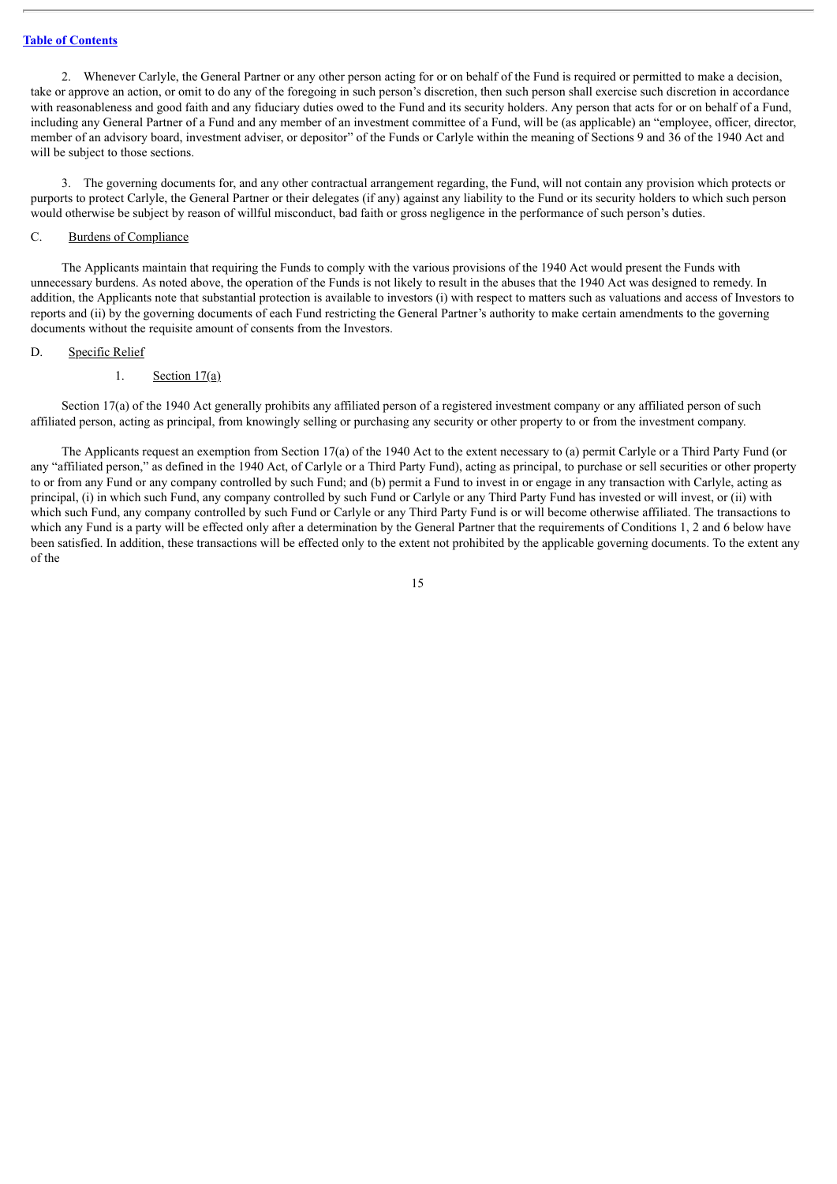2. Whenever Carlyle, the General Partner or any other person acting for or on behalf of the Fund is required or permitted to make a decision, take or approve an action, or omit to do any of the foregoing in such person's discretion, then such person shall exercise such discretion in accordance with reasonableness and good faith and any fiduciary duties owed to the Fund and its security holders. Any person that acts for or on behalf of a Fund, including any General Partner of a Fund and any member of an investment committee of a Fund, will be (as applicable) an "employee, officer, director, member of an advisory board, investment adviser, or depositor" of the Funds or Carlyle within the meaning of Sections 9 and 36 of the 1940 Act and will be subject to those sections.

3. The governing documents for, and any other contractual arrangement regarding, the Fund, will not contain any provision which protects or purports to protect Carlyle, the General Partner or their delegates (if any) against any liability to the Fund or its security holders to which such person would otherwise be subject by reason of willful misconduct, bad faith or gross negligence in the performance of such person's duties.

C. Burdens of Compliance

The Applicants maintain that requiring the Funds to comply with the various provisions of the 1940 Act would present the Funds with unnecessary burdens. As noted above, the operation of the Funds is not likely to result in the abuses that the 1940 Act was designed to remedy. In addition, the Applicants note that substantial protection is available to investors (i) with respect to matters such as valuations and access of Investors to reports and (ii) by the governing documents of each Fund restricting the General Partner's authority to make certain amendments to the governing documents without the requisite amount of consents from the Investors.

D. Specific Relief

1. Section 17(a)

Section 17(a) of the 1940 Act generally prohibits any affiliated person of a registered investment company or any affiliated person of such affiliated person, acting as principal, from knowingly selling or purchasing any security or other property to or from the investment company.

The Applicants request an exemption from Section 17(a) of the 1940 Act to the extent necessary to (a) permit Carlyle or a Third Party Fund (or any "affiliated person," as defined in the 1940 Act, of Carlyle or a Third Party Fund), acting as principal, to purchase or sell securities or other property to or from any Fund or any company controlled by such Fund; and (b) permit a Fund to invest in or engage in any transaction with Carlyle, acting as principal, (i) in which such Fund, any company controlled by such Fund or Carlyle or any Third Party Fund has invested or will invest, or (ii) with which such Fund, any company controlled by such Fund or Carlyle or any Third Party Fund is or will become otherwise affiliated. The transactions to which any Fund is a party will be effected only after a determination by the General Partner that the requirements of Conditions 1, 2 and 6 below have been satisfied. In addition, these transactions will be effected only to the extent not prohibited by the applicable governing documents. To the extent any of the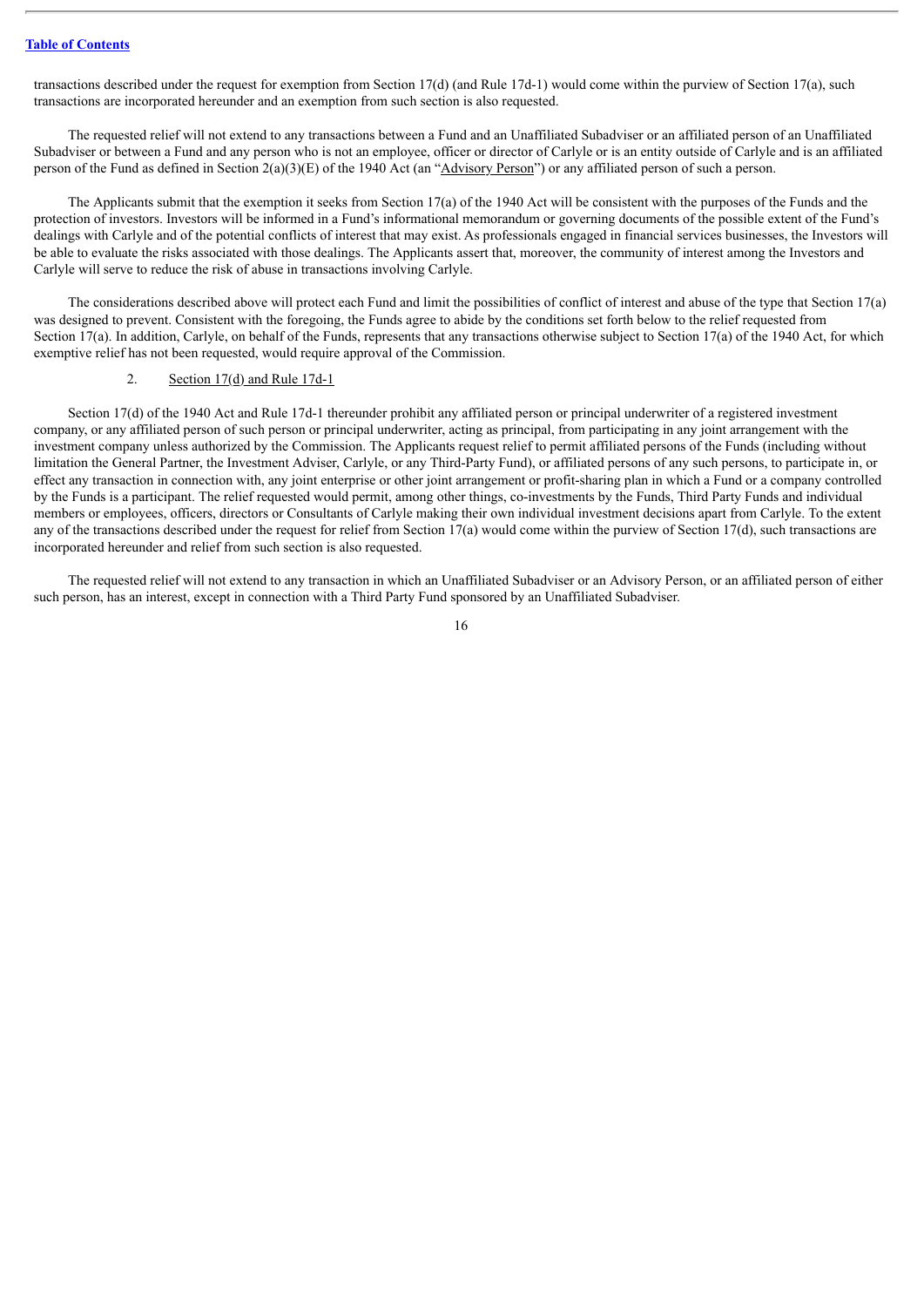transactions described under the request for exemption from Section 17(d) (and Rule 17d-1) would come within the purview of Section 17(a), such transactions are incorporated hereunder and an exemption from such section is also requested.

The requested relief will not extend to any transactions between a Fund and an Unaffiliated Subadviser or an affiliated person of an Unaffiliated Subadviser or between a Fund and any person who is not an employee, officer or director of Carlyle or is an entity outside of Carlyle and is an affiliated person of the Fund as defined in Section 2(a)(3)(E) of the 1940 Act (an "Advisory Person") or any affiliated person of such a person.

The Applicants submit that the exemption it seeks from Section 17(a) of the 1940 Act will be consistent with the purposes of the Funds and the protection of investors. Investors will be informed in a Fund's informational memorandum or governing documents of the possible extent of the Fund's dealings with Carlyle and of the potential conflicts of interest that may exist. As professionals engaged in financial services businesses, the Investors will be able to evaluate the risks associated with those dealings. The Applicants assert that, moreover, the community of interest among the Investors and Carlyle will serve to reduce the risk of abuse in transactions involving Carlyle.

The considerations described above will protect each Fund and limit the possibilities of conflict of interest and abuse of the type that Section 17(a) was designed to prevent. Consistent with the foregoing, the Funds agree to abide by the conditions set forth below to the relief requested from Section 17(a). In addition, Carlyle, on behalf of the Funds, represents that any transactions otherwise subject to Section 17(a) of the 1940 Act, for which exemptive relief has not been requested, would require approval of the Commission.

2. Section 17(d) and Rule 17d-1

Section 17(d) of the 1940 Act and Rule 17d-1 thereunder prohibit any affiliated person or principal underwriter of a registered investment company, or any affiliated person of such person or principal underwriter, acting as principal, from participating in any joint arrangement with the investment company unless authorized by the Commission. The Applicants request relief to permit affiliated persons of the Funds (including without limitation the General Partner, the Investment Adviser, Carlyle, or any Third-Party Fund), or affiliated persons of any such persons, to participate in, or effect any transaction in connection with, any joint enterprise or other joint arrangement or profit-sharing plan in which a Fund or a company controlled by the Funds is a participant. The relief requested would permit, among other things, co-investments by the Funds, Third Party Funds and individual members or employees, officers, directors or Consultants of Carlyle making their own individual investment decisions apart from Carlyle. To the extent any of the transactions described under the request for relief from Section 17(a) would come within the purview of Section 17(d), such transactions are incorporated hereunder and relief from such section is also requested.

The requested relief will not extend to any transaction in which an Unaffiliated Subadviser or an Advisory Person, or an affiliated person of either such person, has an interest, except in connection with a Third Party Fund sponsored by an Unaffiliated Subadviser.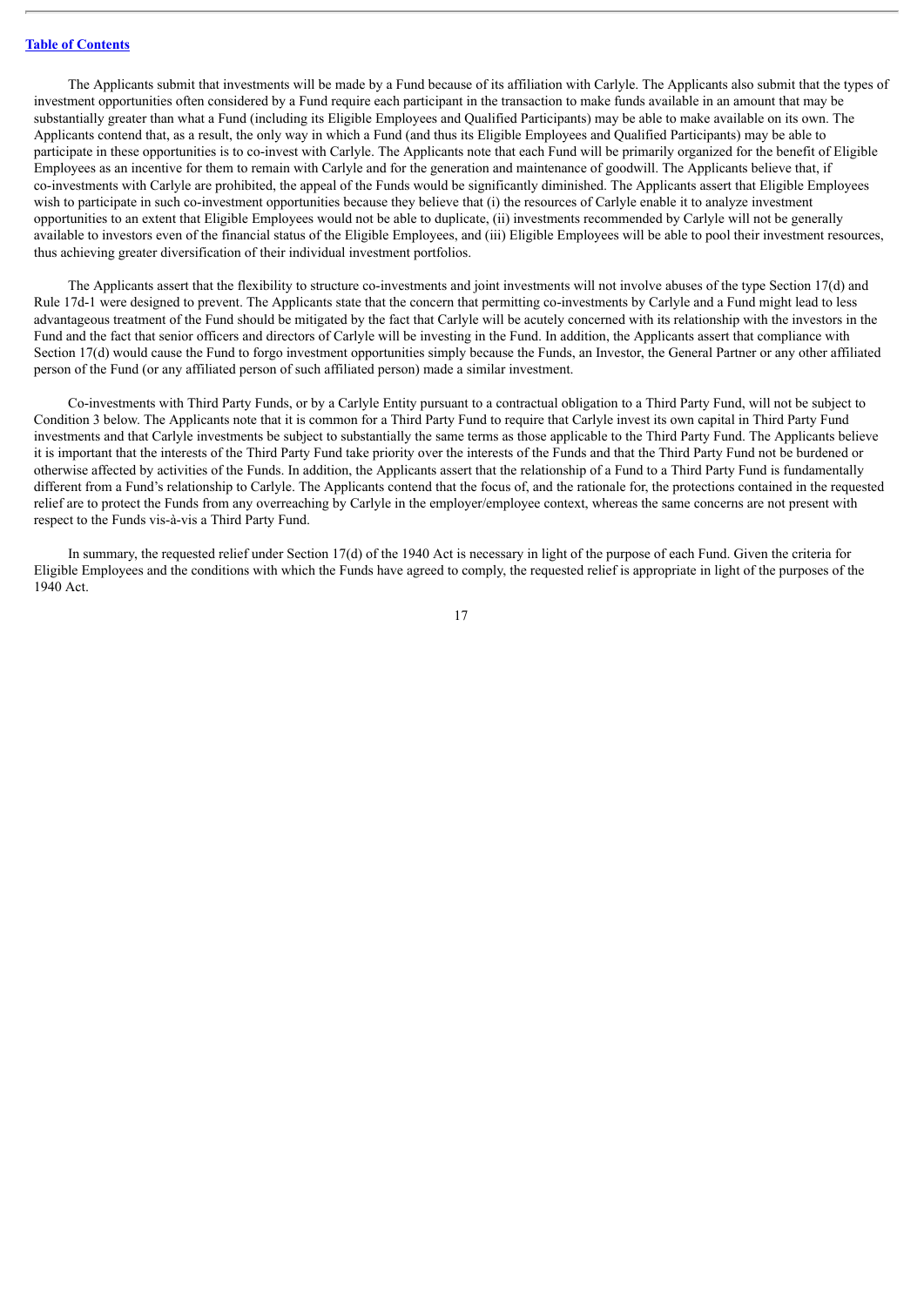The Applicants submit that investments will be made by a Fund because of its affiliation with Carlyle. The Applicants also submit that the types of investment opportunities often considered by a Fund require each participant in the transaction to make funds available in an amount that may be substantially greater than what a Fund (including its Eligible Employees and Qualified Participants) may be able to make available on its own. The Applicants contend that, as a result, the only way in which a Fund (and thus its Eligible Employees and Qualified Participants) may be able to participate in these opportunities is to co-invest with Carlyle. The Applicants note that each Fund will be primarily organized for the benefit of Eligible Employees as an incentive for them to remain with Carlyle and for the generation and maintenance of goodwill. The Applicants believe that, if co-investments with Carlyle are prohibited, the appeal of the Funds would be significantly diminished. The Applicants assert that Eligible Employees wish to participate in such co-investment opportunities because they believe that (i) the resources of Carlyle enable it to analyze investment opportunities to an extent that Eligible Employees would not be able to duplicate, (ii) investments recommended by Carlyle will not be generally available to investors even of the financial status of the Eligible Employees, and (iii) Eligible Employees will be able to pool their investment resources, thus achieving greater diversification of their individual investment portfolios.

The Applicants assert that the flexibility to structure co-investments and joint investments will not involve abuses of the type Section 17(d) and Rule 17d-1 were designed to prevent. The Applicants state that the concern that permitting co-investments by Carlyle and a Fund might lead to less advantageous treatment of the Fund should be mitigated by the fact that Carlyle will be acutely concerned with its relationship with the investors in the Fund and the fact that senior officers and directors of Carlyle will be investing in the Fund. In addition, the Applicants assert that compliance with Section 17(d) would cause the Fund to forgo investment opportunities simply because the Funds, an Investor, the General Partner or any other affiliated person of the Fund (or any affiliated person of such affiliated person) made a similar investment.

Co-investments with Third Party Funds, or by a Carlyle Entity pursuant to a contractual obligation to a Third Party Fund, will not be subject to Condition 3 below. The Applicants note that it is common for a Third Party Fund to require that Carlyle invest its own capital in Third Party Fund investments and that Carlyle investments be subject to substantially the same terms as those applicable to the Third Party Fund. The Applicants believe it is important that the interests of the Third Party Fund take priority over the interests of the Funds and that the Third Party Fund not be burdened or otherwise affected by activities of the Funds. In addition, the Applicants assert that the relationship of a Fund to a Third Party Fund is fundamentally different from a Fund's relationship to Carlyle. The Applicants contend that the focus of, and the rationale for, the protections contained in the requested relief are to protect the Funds from any overreaching by Carlyle in the employer/employee context, whereas the same concerns are not present with respect to the Funds vis-à-vis a Third Party Fund.

In summary, the requested relief under Section 17(d) of the 1940 Act is necessary in light of the purpose of each Fund. Given the criteria for Eligible Employees and the conditions with which the Funds have agreed to comply, the requested relief is appropriate in light of the purposes of the 1940 Act.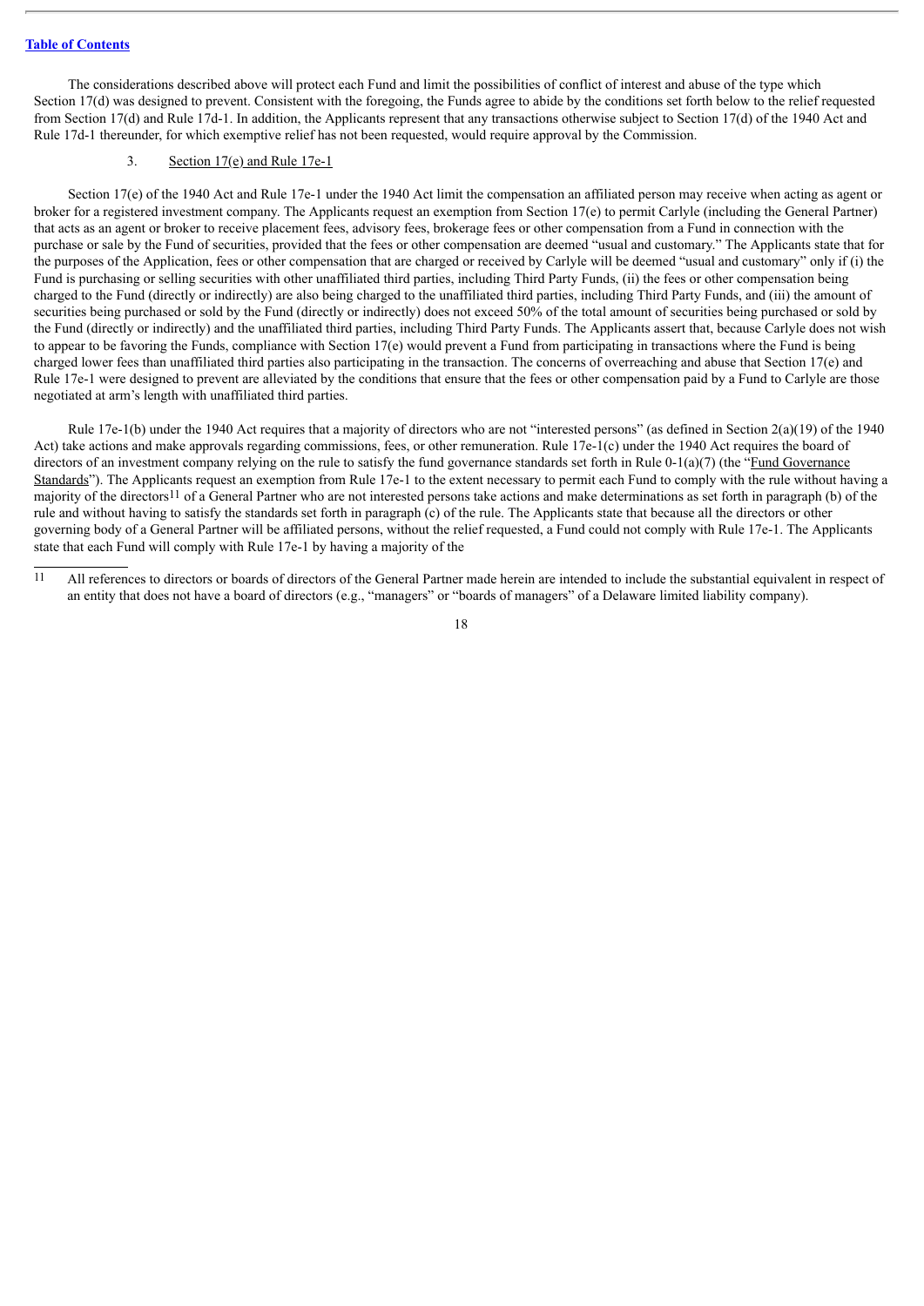The considerations described above will protect each Fund and limit the possibilities of conflict of interest and abuse of the type which Section 17(d) was designed to prevent. Consistent with the foregoing, the Funds agree to abide by the conditions set forth below to the relief requested from Section 17(d) and Rule 17d-1. In addition, the Applicants represent that any transactions otherwise subject to Section 17(d) of the 1940 Act and Rule 17d-1 thereunder, for which exemptive relief has not been requested, would require approval by the Commission.

3. Section 17(e) and Rule 17e-1

Section 17(e) of the 1940 Act and Rule 17e-1 under the 1940 Act limit the compensation an affiliated person may receive when acting as agent or broker for a registered investment company. The Applicants request an exemption from Section 17(e) to permit Carlyle (including the General Partner) that acts as an agent or broker to receive placement fees, advisory fees, brokerage fees or other compensation from a Fund in connection with the purchase or sale by the Fund of securities, provided that the fees or other compensation are deemed "usual and customary." The Applicants state that for the purposes of the Application, fees or other compensation that are charged or received by Carlyle will be deemed "usual and customary" only if (i) the Fund is purchasing or selling securities with other unaffiliated third parties, including Third Party Funds, (ii) the fees or other compensation being charged to the Fund (directly or indirectly) are also being charged to the unaffiliated third parties, including Third Party Funds, and (iii) the amount of securities being purchased or sold by the Fund (directly or indirectly) does not exceed 50% of the total amount of securities being purchased or sold by the Fund (directly or indirectly) and the unaffiliated third parties, including Third Party Funds. The Applicants assert that, because Carlyle does not wish to appear to be favoring the Funds, compliance with Section 17(e) would prevent a Fund from participating in transactions where the Fund is being charged lower fees than unaffiliated third parties also participating in the transaction. The concerns of overreaching and abuse that Section 17(e) and Rule 17e-1 were designed to prevent are alleviated by the conditions that ensure that the fees or other compensation paid by a Fund to Carlyle are those negotiated at arm's length with unaffiliated third parties.

Rule 17e-1(b) under the 1940 Act requires that a majority of directors who are not "interested persons" (as defined in Section 2(a)(19) of the 1940 Act) take actions and make approvals regarding commissions, fees, or other remuneration. Rule 17e-1(c) under the 1940 Act requires the board of directors of an investment company relying on the rule to satisfy the fund governance standards set forth in Rule 0-1(a)(7) (the "Fund Governance Standards"). The Applicants request an exemption from Rule 17e-1 to the extent necessary to permit each Fund to comply with the rule without having a majority of the directors[11] of a General Partner who are not interested persons take actions and make determinations as set forth in paragraph (b) of the rule and without having to satisfy the standards set forth in paragraph (c) of the rule. The Applicants state that because all the directors or other governing body of a General Partner will be affiliated persons, without the relief requested, a Fund could not comply with Rule 17e-1. The Applicants state that each Fund will comply with Rule 17e-1 by having a majority of the

[11] All references to directors or boards of directors of the General Partner made herein are intended to include the substantial equivalent in respect of an entity that does not have a board of directors (e.g., "managers" or "boards of managers" of a Delaware limited liability company).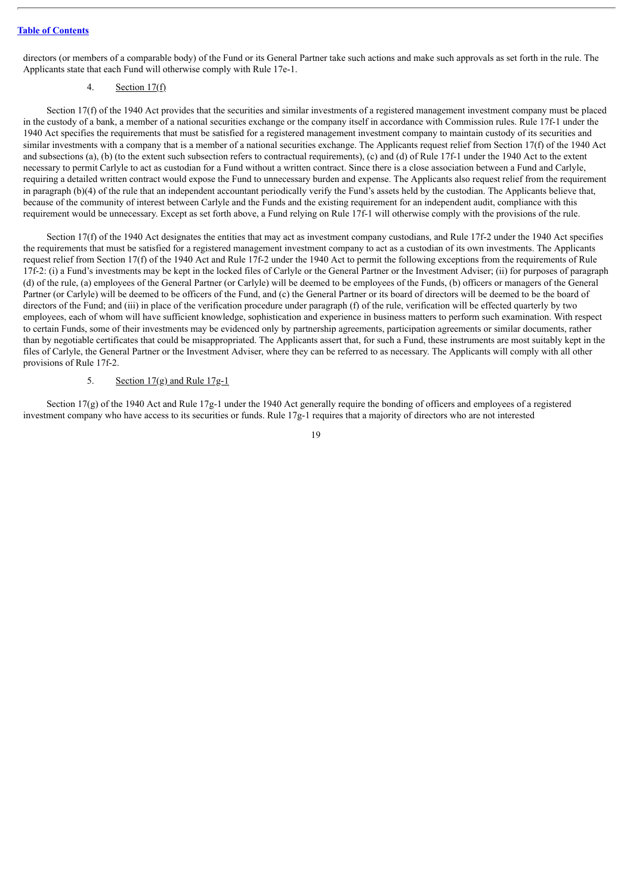directors (or members of a comparable body) of the Fund or its General Partner take such actions and make such approvals as set forth in the rule. The Applicants state that each Fund will otherwise comply with Rule 17e-1.

4. Section 17(f)

Section 17(f) of the 1940 Act provides that the securities and similar investments of a registered management investment company must be placed in the custody of a bank, a member of a national securities exchange or the company itself in accordance with Commission rules. Rule 17f-1 under the 1940 Act specifies the requirements that must be satisfied for a registered management investment company to maintain custody of its securities and similar investments with a company that is a member of a national securities exchange. The Applicants request relief from Section 17(f) of the 1940 Act and subsections (a), (b) (to the extent such subsection refers to contractual requirements), (c) and (d) of Rule 17f-1 under the 1940 Act to the extent necessary to permit Carlyle to act as custodian for a Fund without a written contract. Since there is a close association between a Fund and Carlyle, requiring a detailed written contract would expose the Fund to unnecessary burden and expense. The Applicants also request relief from the requirement in paragraph (b)(4) of the rule that an independent accountant periodically verify the Fund's assets held by the custodian. The Applicants believe that, because of the community of interest between Carlyle and the Funds and the existing requirement for an independent audit, compliance with this requirement would be unnecessary. Except as set forth above, a Fund relying on Rule 17f-1 will otherwise comply with the provisions of the rule.

Section 17(f) of the 1940 Act designates the entities that may act as investment company custodians, and Rule 17f-2 under the 1940 Act specifies the requirements that must be satisfied for a registered management investment company to act as a custodian of its own investments. The Applicants request relief from Section 17(f) of the 1940 Act and Rule 17f-2 under the 1940 Act to permit the following exceptions from the requirements of Rule 17f-2: (i) a Fund's investments may be kept in the locked files of Carlyle or the General Partner or the Investment Adviser; (ii) for purposes of paragraph (d) of the rule, (a) employees of the General Partner (or Carlyle) will be deemed to be employees of the Funds, (b) officers or managers of the General Partner (or Carlyle) will be deemed to be officers of the Fund, and (c) the General Partner or its board of directors will be deemed to be the board of directors of the Fund; and (iii) in place of the verification procedure under paragraph (f) of the rule, verification will be effected quarterly by two employees, each of whom will have sufficient knowledge, sophistication and experience in business matters to perform such examination. With respect to certain Funds, some of their investments may be evidenced only by partnership agreements, participation agreements or similar documents, rather than by negotiable certificates that could be misappropriated. The Applicants assert that, for such a Fund, these instruments are most suitably kept in the files of Carlyle, the General Partner or the Investment Adviser, where they can be referred to as necessary. The Applicants will comply with all other provisions of Rule 17f-2.

5. Section 17(g) and Rule 17g-1

Section 17(g) of the 1940 Act and Rule 17g-1 under the 1940 Act generally require the bonding of officers and employees of a registered investment company who have access to its securities or funds. Rule 17g-1 requires that a majority of directors who are not interested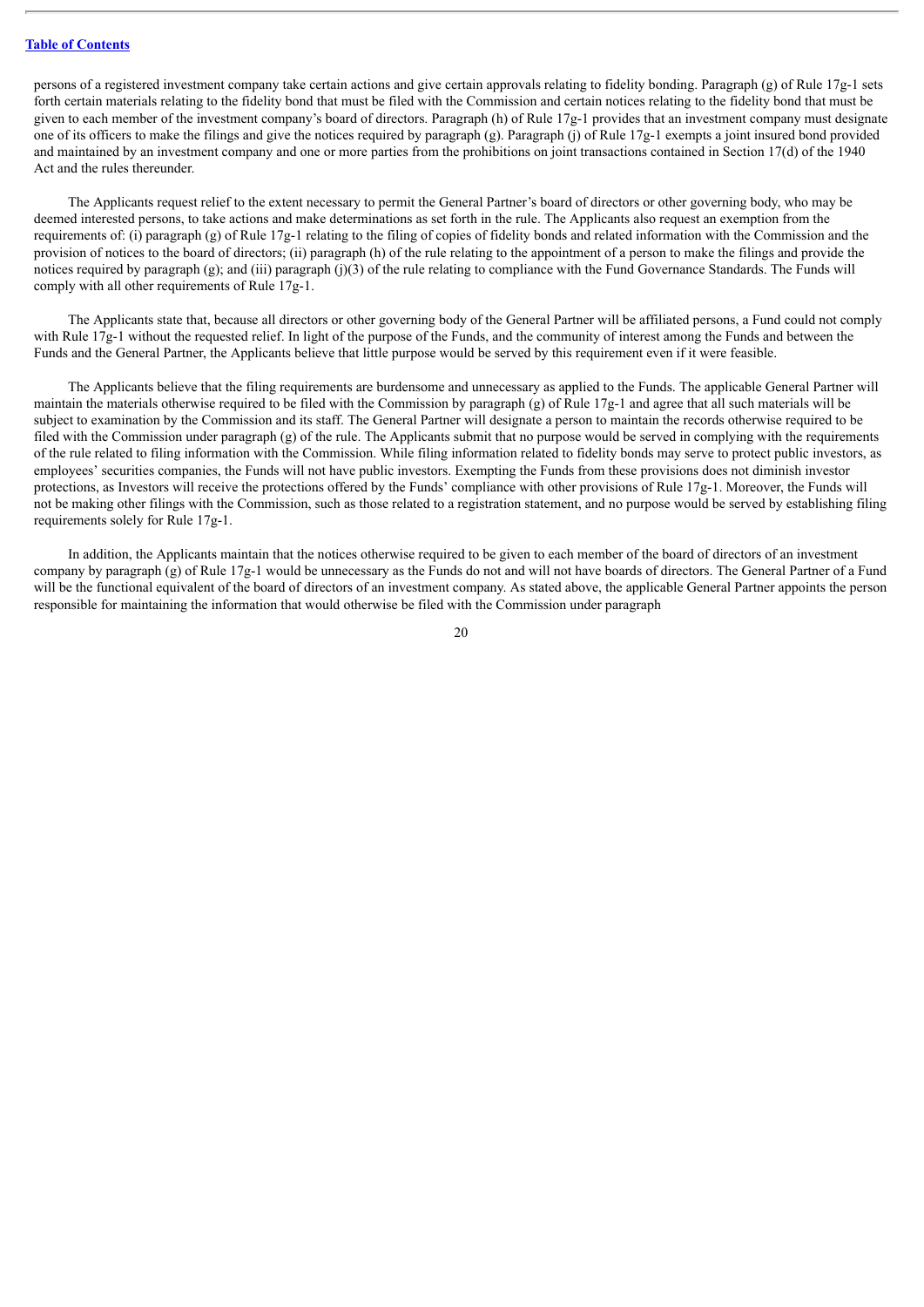persons of a registered investment company take certain actions and give certain approvals relating to fidelity bonding. Paragraph (g) of Rule 17g-1 sets forth certain materials relating to the fidelity bond that must be filed with the Commission and certain notices relating to the fidelity bond that must be given to each member of the investment company's board of directors. Paragraph (h) of Rule 17g-1 provides that an investment company must designate one of its officers to make the filings and give the notices required by paragraph (g). Paragraph (j) of Rule 17g-1 exempts a joint insured bond provided and maintained by an investment company and one or more parties from the prohibitions on joint transactions contained in Section 17(d) of the 1940 Act and the rules thereunder.

The Applicants request relief to the extent necessary to permit the General Partner's board of directors or other governing body, who may be deemed interested persons, to take actions and make determinations as set forth in the rule. The Applicants also request an exemption from the requirements of: (i) paragraph (g) of Rule 17g-1 relating to the filing of copies of fidelity bonds and related information with the Commission and the provision of notices to the board of directors; (ii) paragraph (h) of the rule relating to the appointment of a person to make the filings and provide the notices required by paragraph (g); and (iii) paragraph (j)(3) of the rule relating to compliance with the Fund Governance Standards. The Funds will comply with all other requirements of Rule 17g-1.

The Applicants state that, because all directors or other governing body of the General Partner will be affiliated persons, a Fund could not comply with Rule 17g-1 without the requested relief. In light of the purpose of the Funds, and the community of interest among the Funds and between the Funds and the General Partner, the Applicants believe that little purpose would be served by this requirement even if it were feasible.

The Applicants believe that the filing requirements are burdensome and unnecessary as applied to the Funds. The applicable General Partner will maintain the materials otherwise required to be filed with the Commission by paragraph (g) of Rule 17g-1 and agree that all such materials will be subject to examination by the Commission and its staff. The General Partner will designate a person to maintain the records otherwise required to be filed with the Commission under paragraph (g) of the rule. The Applicants submit that no purpose would be served in complying with the requirements of the rule related to filing information with the Commission. While filing information related to fidelity bonds may serve to protect public investors, as employees' securities companies, the Funds will not have public investors. Exempting the Funds from these provisions does not diminish investor protections, as Investors will receive the protections offered by the Funds' compliance with other provisions of Rule 17g-1. Moreover, the Funds will not be making other filings with the Commission, such as those related to a registration statement, and no purpose would be served by establishing filing requirements solely for Rule 17g-1.

In addition, the Applicants maintain that the notices otherwise required to be given to each member of the board of directors of an investment company by paragraph (g) of Rule 17g-1 would be unnecessary as the Funds do not and will not have boards of directors. The General Partner of a Fund will be the functional equivalent of the board of directors of an investment company. As stated above, the applicable General Partner appoints the person responsible for maintaining the information that would otherwise be filed with the Commission under paragraph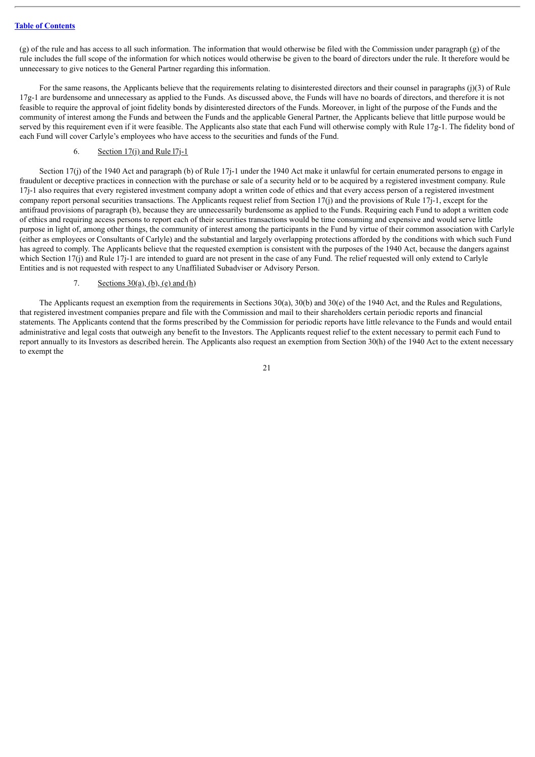(g) of the rule and has access to all such information. The information that would otherwise be filed with the Commission under paragraph (g) of the rule includes the full scope of the information for which notices would otherwise be given to the board of directors under the rule. It therefore would be unnecessary to give notices to the General Partner regarding this information.

For the same reasons, the Applicants believe that the requirements relating to disinterested directors and their counsel in paragraphs (j)(3) of Rule 17g-1 are burdensome and unnecessary as applied to the Funds. As discussed above, the Funds will have no boards of directors, and therefore it is not feasible to require the approval of joint fidelity bonds by disinterested directors of the Funds. Moreover, in light of the purpose of the Funds and the community of interest among the Funds and between the Funds and the applicable General Partner, the Applicants believe that little purpose would be served by this requirement even if it were feasible. The Applicants also state that each Fund will otherwise comply with Rule 17g-1. The fidelity bond of each Fund will cover Carlyle's employees who have access to the securities and funds of the Fund.

6. Section 17(j) and Rule l7j-1

Section 17(j) of the 1940 Act and paragraph (b) of Rule 17j-1 under the 1940 Act make it unlawful for certain enumerated persons to engage in fraudulent or deceptive practices in connection with the purchase or sale of a security held or to be acquired by a registered investment company. Rule 17j-1 also requires that every registered investment company adopt a written code of ethics and that every access person of a registered investment company report personal securities transactions. The Applicants request relief from Section 17(j) and the provisions of Rule 17j-1, except for the antifraud provisions of paragraph (b), because they are unnecessarily burdensome as applied to the Funds. Requiring each Fund to adopt a written code of ethics and requiring access persons to report each of their securities transactions would be time consuming and expensive and would serve little purpose in light of, among other things, the community of interest among the participants in the Fund by virtue of their common association with Carlyle (either as employees or Consultants of Carlyle) and the substantial and largely overlapping protections afforded by the conditions with which such Fund has agreed to comply. The Applicants believe that the requested exemption is consistent with the purposes of the 1940 Act, because the dangers against which Section 17(j) and Rule 17j-1 are intended to guard are not present in the case of any Fund. The relief requested will only extend to Carlyle Entities and is not requested with respect to any Unaffiliated Subadviser or Advisory Person.

7. Sections 30(a), (b), (e) and (h)

The Applicants request an exemption from the requirements in Sections 30(a), 30(b) and 30(e) of the 1940 Act, and the Rules and Regulations, that registered investment companies prepare and file with the Commission and mail to their shareholders certain periodic reports and financial statements. The Applicants contend that the forms prescribed by the Commission for periodic reports have little relevance to the Funds and would entail administrative and legal costs that outweigh any benefit to the Investors. The Applicants request relief to the extent necessary to permit each Fund to report annually to its Investors as described herein. The Applicants also request an exemption from Section 30(h) of the 1940 Act to the extent necessary to exempt the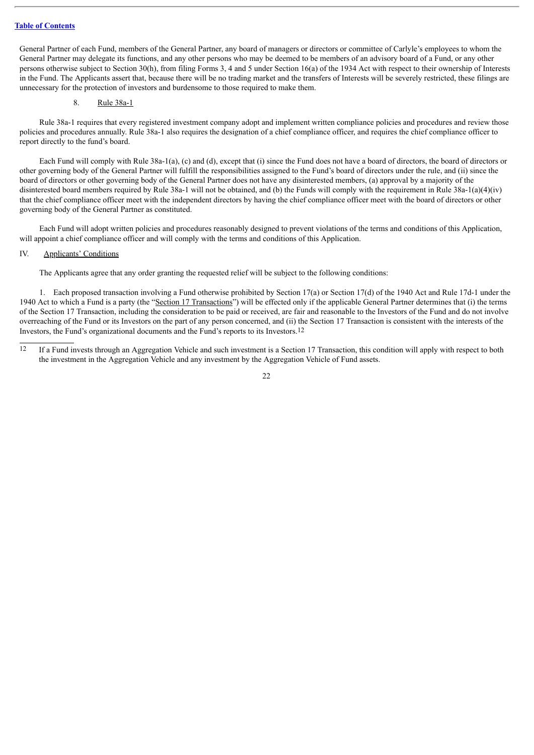General Partner of each Fund, members of the General Partner, any board of managers or directors or committee of Carlyle's employees to whom the General Partner may delegate its functions, and any other persons who may be deemed to be members of an advisory board of a Fund, or any other persons otherwise subject to Section 30(h), from filing Forms 3, 4 and 5 under Section 16(a) of the 1934 Act with respect to their ownership of Interests in the Fund. The Applicants assert that, because there will be no trading market and the transfers of Interests will be severely restricted, these filings are unnecessary for the protection of investors and burdensome to those required to make them.

### 8. Rule 38a-1

Rule 38a-1 requires that every registered investment company adopt and implement written compliance policies and procedures and review those policies and procedures annually. Rule 38a-1 also requires the designation of a chief compliance officer, and requires the chief compliance officer to report directly to the fund's board.

Each Fund will comply with Rule 38a-1(a), (c) and (d), except that (i) since the Fund does not have a board of directors, the board of directors or other governing body of the General Partner will fulfill the responsibilities assigned to the Fund's board of directors under the rule, and (ii) since the board of directors or other governing body of the General Partner does not have any disinterested members, (a) approval by a majority of the disinterested board members required by Rule 38a-1 will not be obtained, and (b) the Funds will comply with the requirement in Rule 38a-1(a)(4)(iv) that the chief compliance officer meet with the independent directors by having the chief compliance officer meet with the board of directors or other governing body of the General Partner as constituted.

Each Fund will adopt written policies and procedures reasonably designed to prevent violations of the terms and conditions of this Application, will appoint a chief compliance officer and will comply with the terms and conditions of this Application.

## IV. Applicants' Conditions

The Applicants agree that any order granting the requested relief will be subject to the following conditions:

1. Each proposed transaction involving a Fund otherwise prohibited by Section 17(a) or Section 17(d) of the 1940 Act and Rule 17d-1 under the 1940 Act to which a Fund is a party (the "Section 17 Transactions") will be effected only if the applicable General Partner determines that (i) the terms of the Section 17 Transaction, including the consideration to be paid or received, are fair and reasonable to the Investors of the Fund and do not involve overreaching of the Fund or its Investors on the part of any person concerned, and (ii) the Section 17 Transaction is consistent with the interests of the Investors, the Fund's organizational documents and the Fund's reports to its Investors.[12]

[12] If a Fund invests through an Aggregation Vehicle and such investment is a Section 17 Transaction, this condition will apply with respect to both the investment in the Aggregation Vehicle and any investment by the Aggregation Vehicle of Fund assets.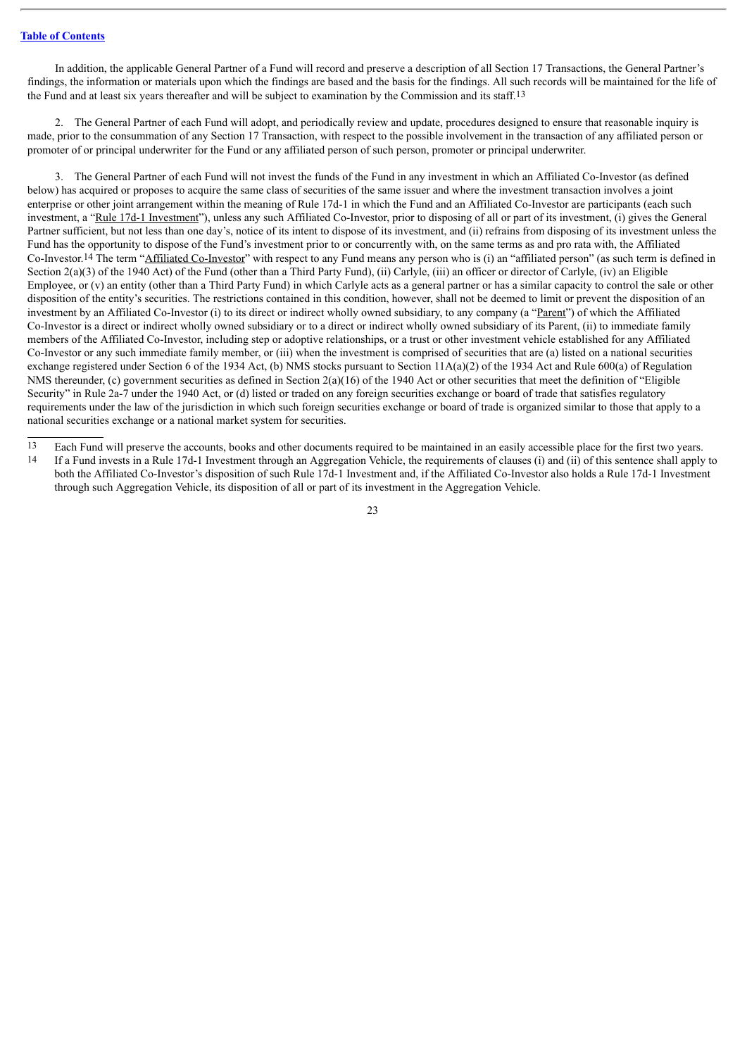In addition, the applicable General Partner of a Fund will record and preserve a description of all Section 17 Transactions, the General Partner's findings, the information or materials upon which the findings are based and the basis for the findings. All such records will be maintained for the life of the Fund and at least six years thereafter and will be subject to examination by the Commission and its staff.[13]

2. The General Partner of each Fund will adopt, and periodically review and update, procedures designed to ensure that reasonable inquiry is made, prior to the consummation of any Section 17 Transaction, with respect to the possible involvement in the transaction of any affiliated person or promoter of or principal underwriter for the Fund or any affiliated person of such person, promoter or principal underwriter.

3. The General Partner of each Fund will not invest the funds of the Fund in any investment in which an Affiliated Co-Investor (as defined below) has acquired or proposes to acquire the same class of securities of the same issuer and where the investment transaction involves a joint enterprise or other joint arrangement within the meaning of Rule 17d-1 in which the Fund and an Affiliated Co-Investor are participants (each such investment, a "Rule 17d-1 Investment"), unless any such Affiliated Co-Investor, prior to disposing of all or part of its investment, (i) gives the General Partner sufficient, but not less than one day's, notice of its intent to dispose of its investment, and (ii) refrains from disposing of its investment unless the Fund has the opportunity to dispose of the Fund's investment prior to or concurrently with, on the same terms as and pro rata with, the Affiliated Co-Investor.[14] The term "Affiliated Co-Investor" with respect to any Fund means any person who is (i) an "affiliated person" (as such term is defined in Section 2(a)(3) of the 1940 Act) of the Fund (other than a Third Party Fund), (ii) Carlyle, (iii) an officer or director of Carlyle, (iv) an Eligible Employee, or (v) an entity (other than a Third Party Fund) in which Carlyle acts as a general partner or has a similar capacity to control the sale or other disposition of the entity's securities. The restrictions contained in this condition, however, shall not be deemed to limit or prevent the disposition of an investment by an Affiliated Co-Investor (i) to its direct or indirect wholly owned subsidiary, to any company (a "Parent") of which the Affiliated Co-Investor is a direct or indirect wholly owned subsidiary or to a direct or indirect wholly owned subsidiary of its Parent, (ii) to immediate family members of the Affiliated Co-Investor, including step or adoptive relationships, or a trust or other investment vehicle established for any Affiliated Co-Investor or any such immediate family member, or (iii) when the investment is comprised of securities that are (a) listed on a national securities exchange registered under Section 6 of the 1934 Act, (b) NMS stocks pursuant to Section 11A(a)(2) of the 1934 Act and Rule 600(a) of Regulation NMS thereunder, (c) government securities as defined in Section 2(a)(16) of the 1940 Act or other securities that meet the definition of "Eligible Security" in Rule 2a-7 under the 1940 Act, or (d) listed or traded on any foreign securities exchange or board of trade that satisfies regulatory requirements under the law of the jurisdiction in which such foreign securities exchange or board of trade is organized similar to those that apply to a national securities exchange or a national market system for securities.

---

[13] Each Fund will preserve the accounts, books and other documents required to be maintained in an easily accessible place for the first two years.

[14] If a Fund invests in a Rule 17d-1 Investment through an Aggregation Vehicle, the requirements of clauses (i) and (ii) of this sentence shall apply to both the Affiliated Co-Investor's disposition of such Rule 17d-1 Investment and, if the Affiliated Co-Investor also holds a Rule 17d-1 Investment through such Aggregation Vehicle, its disposition of all or part of its investment in the Aggregation Vehicle.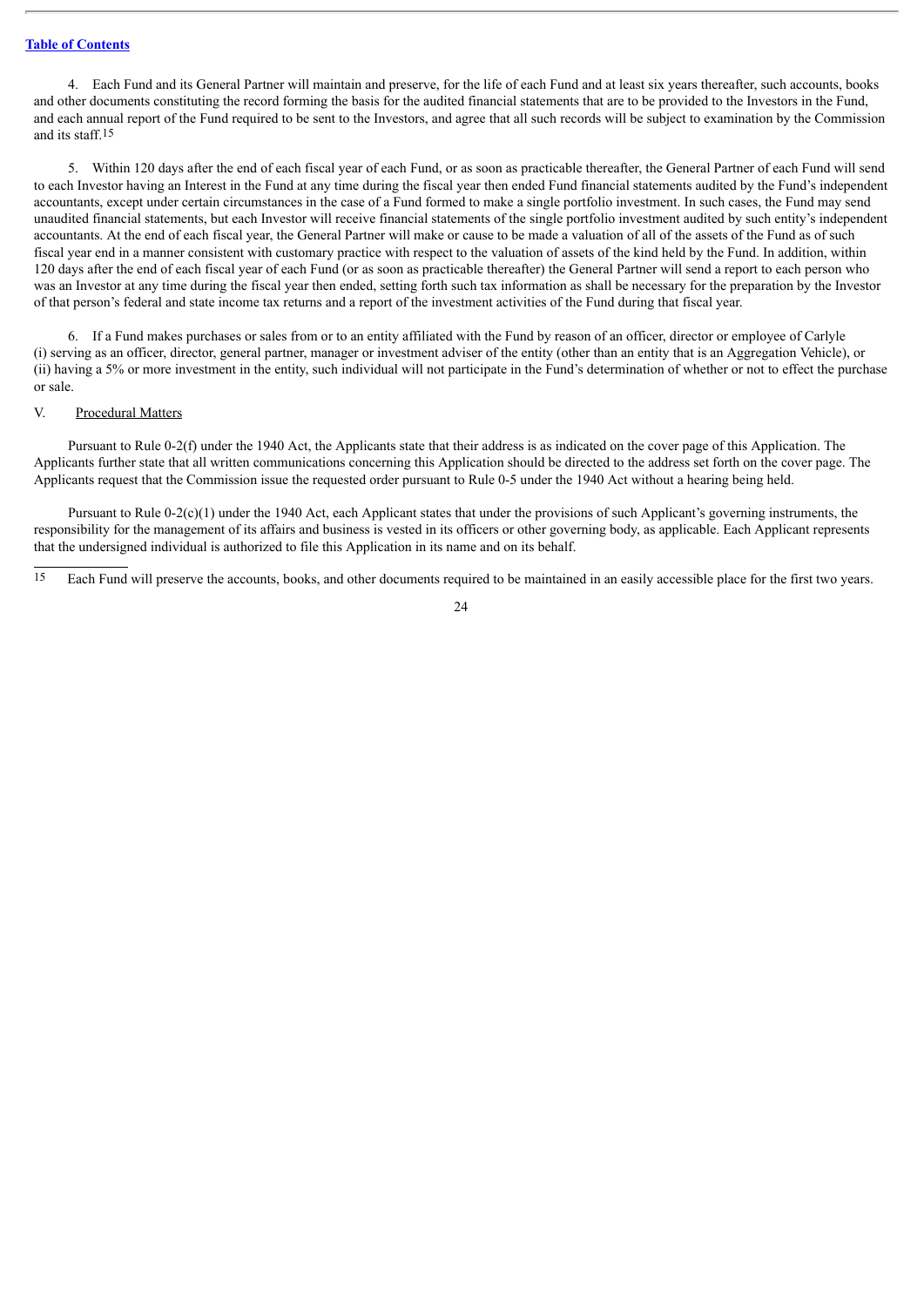4. Each Fund and its General Partner will maintain and preserve, for the life of each Fund and at least six years thereafter, such accounts, books and other documents constituting the record forming the basis for the audited financial statements that are to be provided to the Investors in the Fund, and each annual report of the Fund required to be sent to the Investors, and agree that all such records will be subject to examination by the Commission and its staff.[15]

5. Within 120 days after the end of each fiscal year of each Fund, or as soon as practicable thereafter, the General Partner of each Fund will send to each Investor having an Interest in the Fund at any time during the fiscal year then ended Fund financial statements audited by the Fund's independent accountants, except under certain circumstances in the case of a Fund formed to make a single portfolio investment. In such cases, the Fund may send unaudited financial statements, but each Investor will receive financial statements of the single portfolio investment audited by such entity's independent accountants. At the end of each fiscal year, the General Partner will make or cause to be made a valuation of all of the assets of the Fund as of such fiscal year end in a manner consistent with customary practice with respect to the valuation of assets of the kind held by the Fund. In addition, within 120 days after the end of each fiscal year of each Fund (or as soon as practicable thereafter) the General Partner will send a report to each person who was an Investor at any time during the fiscal year then ended, setting forth such tax information as shall be necessary for the preparation by the Investor of that person's federal and state income tax returns and a report of the investment activities of the Fund during that fiscal year.

6. If a Fund makes purchases or sales from or to an entity affiliated with the Fund by reason of an officer, director or employee of Carlyle (i) serving as an officer, director, general partner, manager or investment adviser of the entity (other than an entity that is an Aggregation Vehicle), or (ii) having a 5% or more investment in the entity, such individual will not participate in the Fund's determination of whether or not to effect the purchase or sale.

## V. Procedural Matters

Pursuant to Rule 0-2(f) under the 1940 Act, the Applicants state that their address is as indicated on the cover page of this Application. The Applicants further state that all written communications concerning this Application should be directed to the address set forth on the cover page. The Applicants request that the Commission issue the requested order pursuant to Rule 0-5 under the 1940 Act without a hearing being held.

Pursuant to Rule 0-2(c)(1) under the 1940 Act, each Applicant states that under the provisions of such Applicant's governing instruments, the responsibility for the management of its affairs and business is vested in its officers or other governing body, as applicable. Each Applicant represents that the undersigned individual is authorized to file this Application in its name and on its behalf.

---

[15] Each Fund will preserve the accounts, books, and other documents required to be maintained in an easily accessible place for the first two years.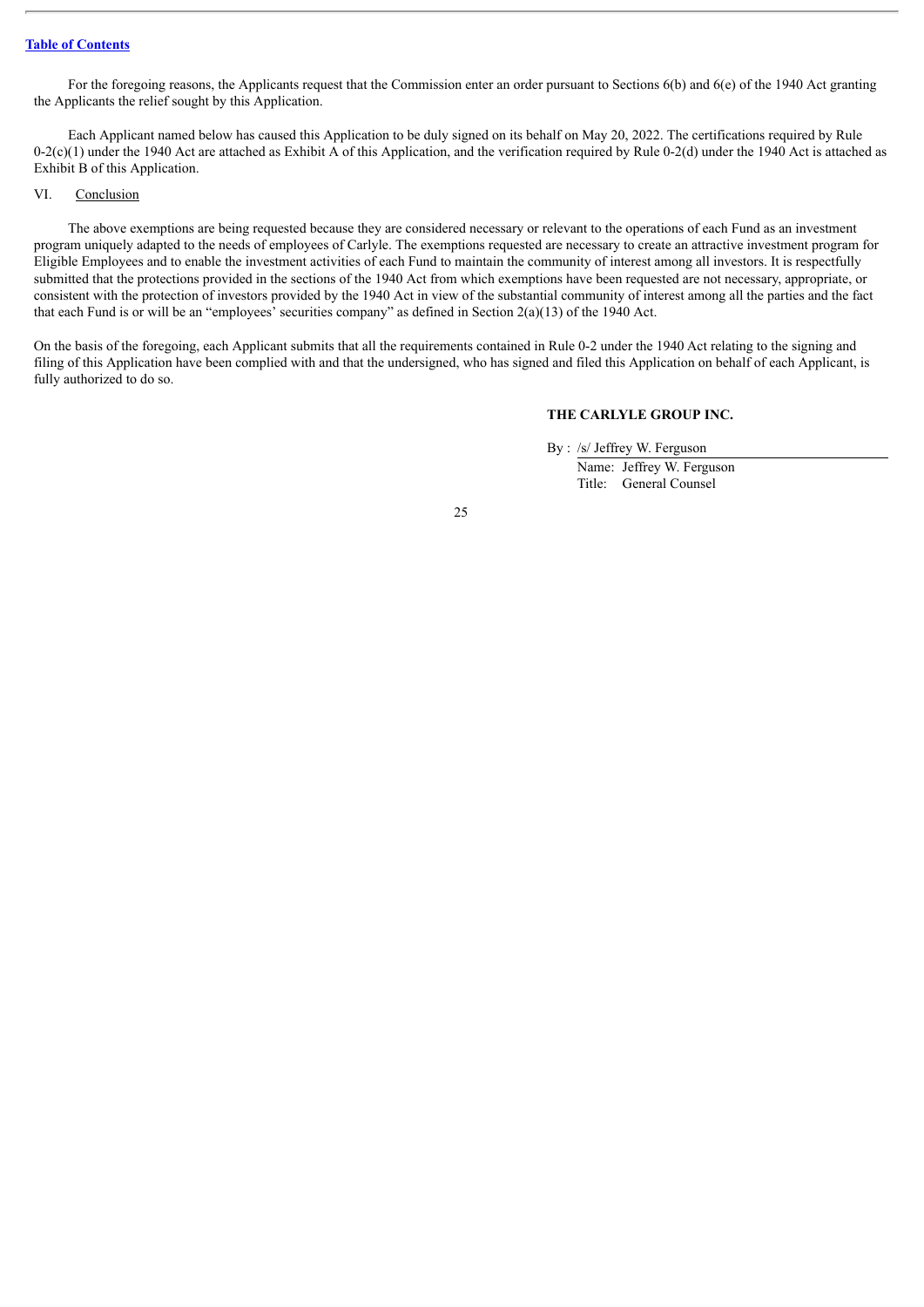For the foregoing reasons, the Applicants request that the Commission enter an order pursuant to Sections 6(b) and 6(e) of the 1940 Act granting the Applicants the relief sought by this Application.

Each Applicant named below has caused this Application to be duly signed on its behalf on May 20, 2022. The certifications required by Rule 0-2(c)(1) under the 1940 Act are attached as Exhibit A of this Application, and the verification required by Rule 0-2(d) under the 1940 Act is attached as Exhibit B of this Application.

VI. Conclusion

The above exemptions are being requested because they are considered necessary or relevant to the operations of each Fund as an investment program uniquely adapted to the needs of employees of Carlyle. The exemptions requested are necessary to create an attractive investment program for Eligible Employees and to enable the investment activities of each Fund to maintain the community of interest among all investors. It is respectfully submitted that the protections provided in the sections of the 1940 Act from which exemptions have been requested are not necessary, appropriate, or consistent with the protection of investors provided by the 1940 Act in view of the substantial community of interest among all the parties and the fact that each Fund is or will be an "employees' securities company" as defined in Section 2(a)(13) of the 1940 Act.

On the basis of the foregoing, each Applicant submits that all the requirements contained in Rule 0-2 under the 1940 Act relating to the signing and filing of this Application have been complied with and that the undersigned, who has signed and filed this Application on behalf of each Applicant, is fully authorized to do so.

**THE CARLYLE GROUP INC.**

By : /s/ Jeffrey W. Ferguson

Name: Jeffrey W. Ferguson

Title: General Counsel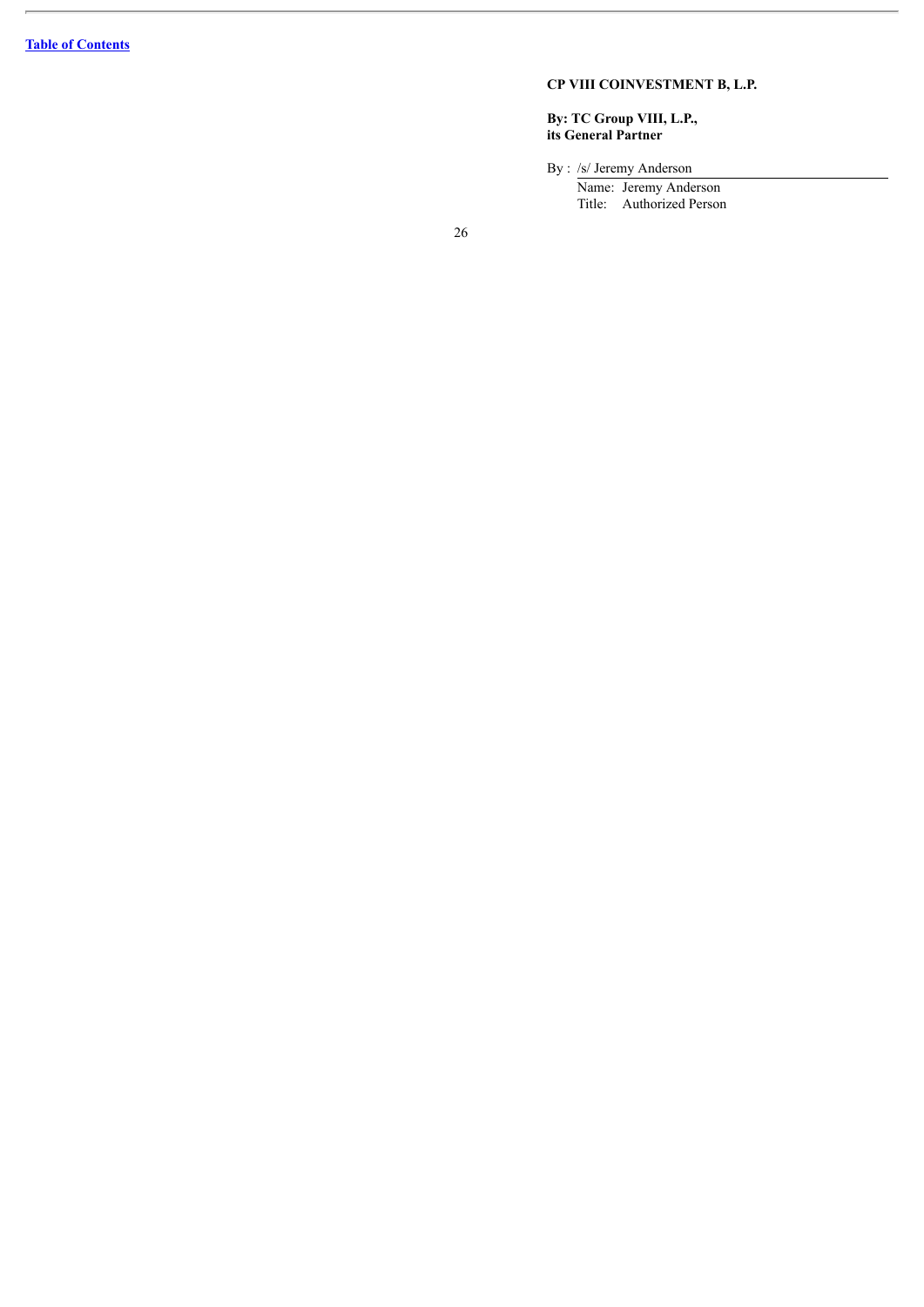**CP VIII COINVESTMENT B, L.P.**

**By: TC Group VIII, L.P.,**
**its General Partner**

By : /s/ Jeremy Anderson

Name: Jeremy Anderson
Title: Authorized Person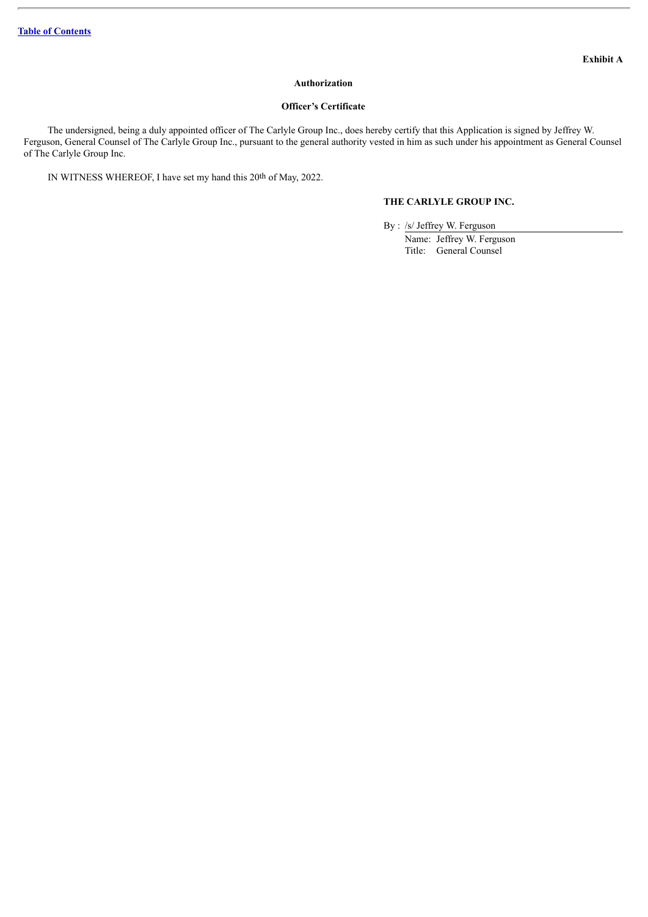Exhibit A

**Authorization**

**Officer's Certificate**

The undersigned, being a duly appointed officer of The Carlyle Group Inc., does hereby certify that this Application is signed by Jeffrey W. Ferguson, General Counsel of The Carlyle Group Inc., pursuant to the general authority vested in him as such under his appointment as General Counsel of The Carlyle Group Inc.

IN WITNESS WHEREOF, I have set my hand this 20th of May, 2022.

**THE CARLYLE GROUP INC.**

By : /s/ Jeffrey W. Ferguson
Name: Jeffrey W. Ferguson
Title: General Counsel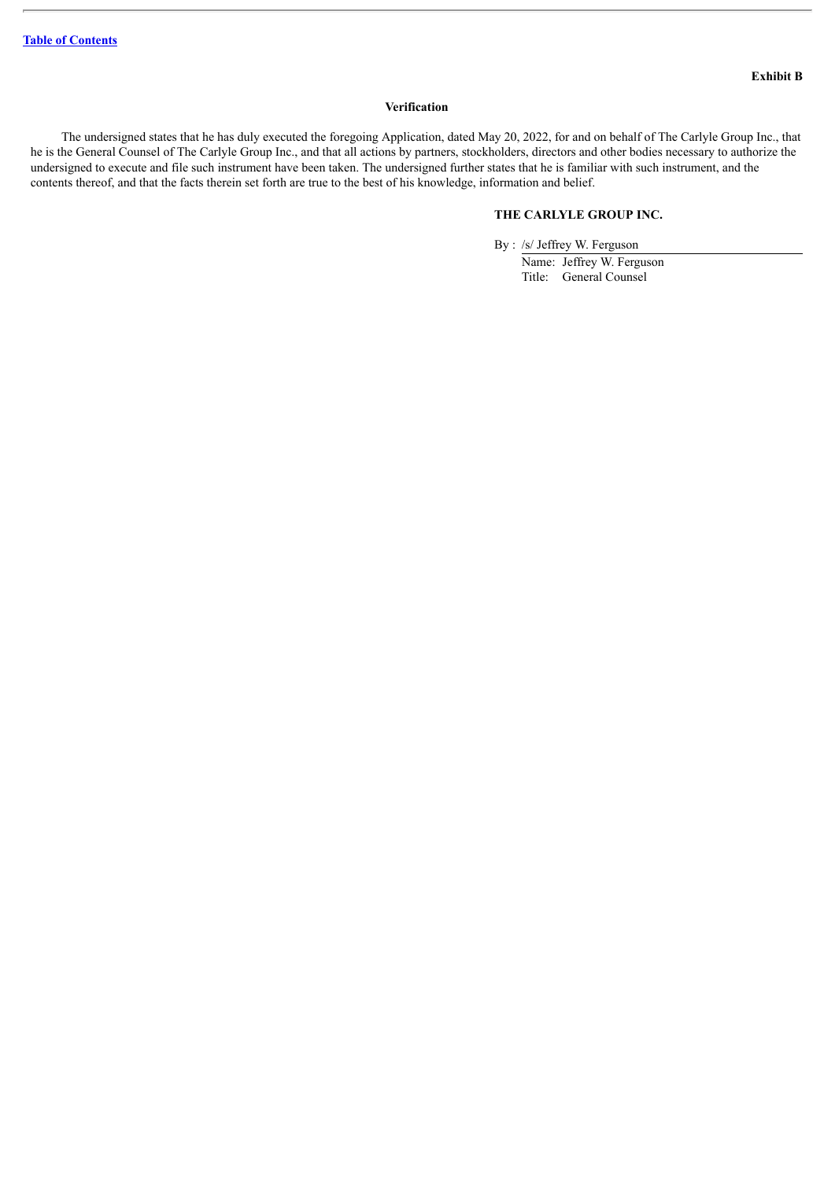**Exhibit B**

**Verification**

The undersigned states that he has duly executed the foregoing Application, dated May 20, 2022, for and on behalf of The Carlyle Group Inc., that he is the General Counsel of The Carlyle Group Inc., and that all actions by partners, stockholders, directors and other bodies necessary to authorize the undersigned to execute and file such instrument have been taken. The undersigned further states that he is familiar with such instrument, and the contents thereof, and that the facts therein set forth are true to the best of his knowledge, information and belief.

**THE CARLYLE GROUP INC.**

By : /s/ Jeffrey W. Ferguson

Name: Jeffrey W. Ferguson
Title: General Counsel